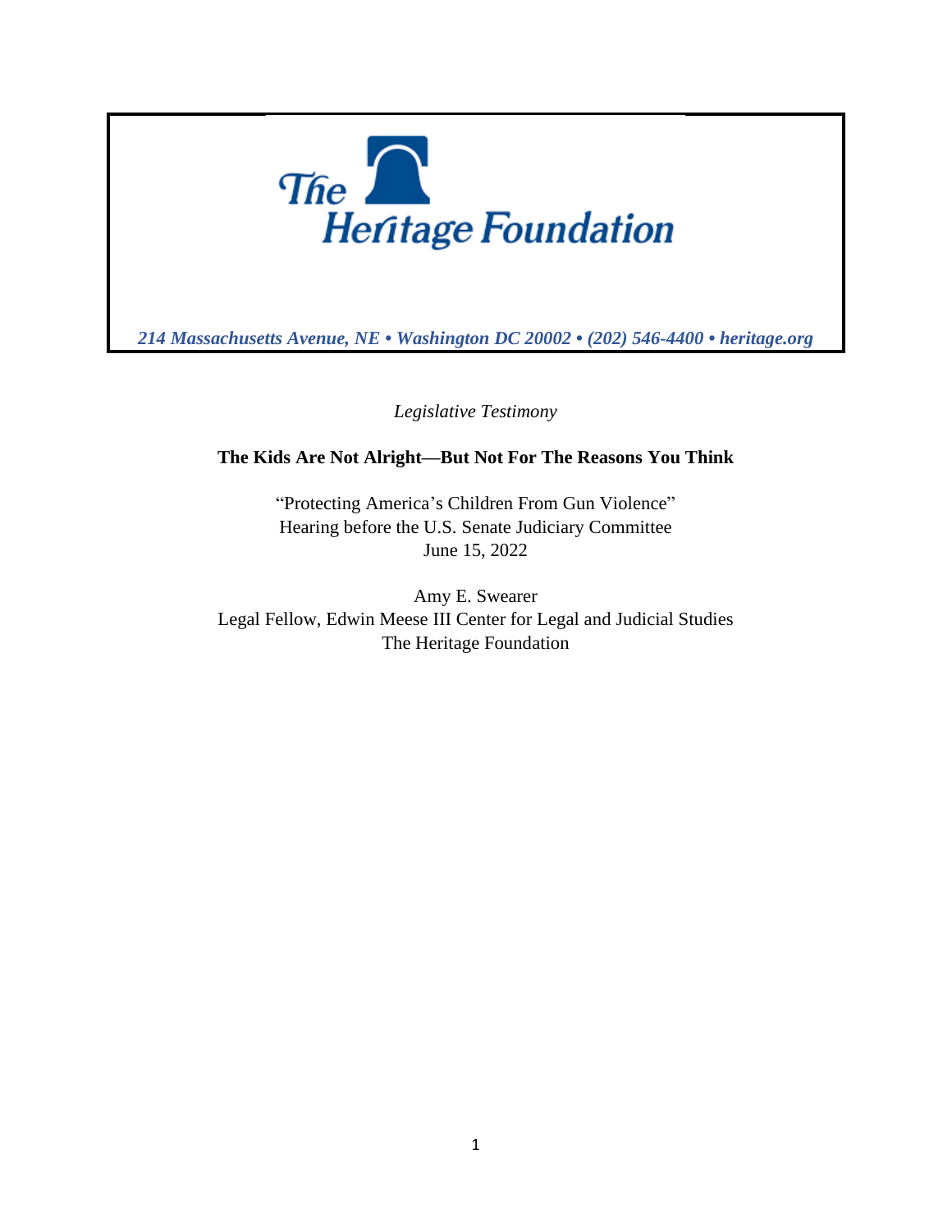The Heritage Foundation

*214 Massachusetts Avenue, NE • Washington DC 20002 • (202) 546-4400 • heritage.org*

*Legislative Testimony*

# The Kids Are Not Alright—But Not For The Reasons You Think

"Protecting America's Children From Gun Violence"
Hearing before the U.S. Senate Judiciary Committee
June 15, 2022

Amy E. Swearer
Legal Fellow, Edwin Meese III Center for Legal and Judicial Studies
The Heritage Foundation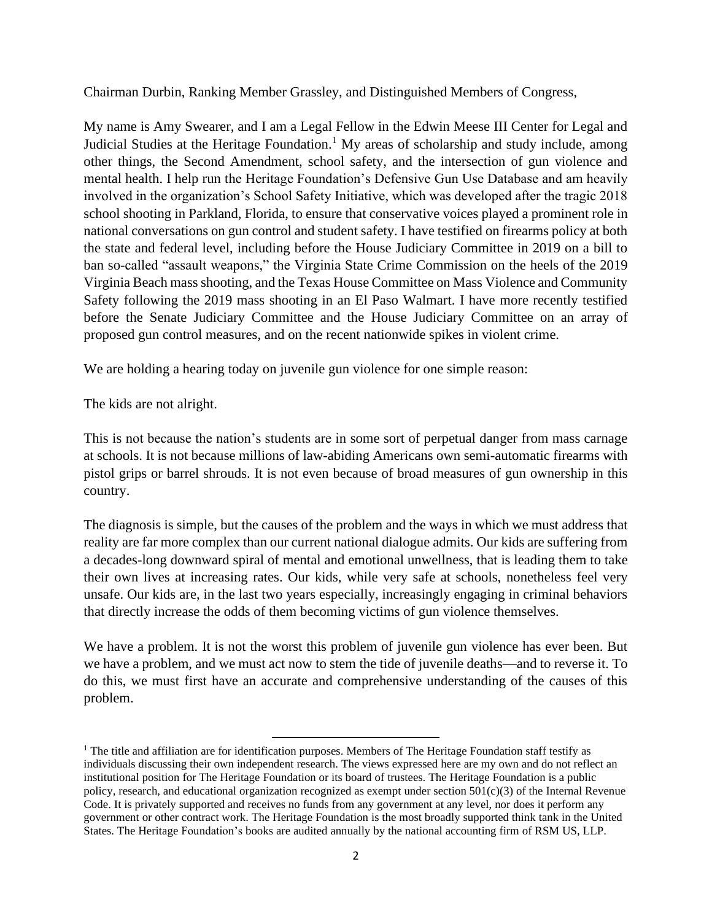Chairman Durbin, Ranking Member Grassley, and Distinguished Members of Congress,

My name is Amy Swearer, and I am a Legal Fellow in the Edwin Meese III Center for Legal and Judicial Studies at the Heritage Foundation.[1] My areas of scholarship and study include, among other things, the Second Amendment, school safety, and the intersection of gun violence and mental health. I help run the Heritage Foundation's Defensive Gun Use Database and am heavily involved in the organization's School Safety Initiative, which was developed after the tragic 2018 school shooting in Parkland, Florida, to ensure that conservative voices played a prominent role in national conversations on gun control and student safety. I have testified on firearms policy at both the state and federal level, including before the House Judiciary Committee in 2019 on a bill to ban so-called "assault weapons," the Virginia State Crime Commission on the heels of the 2019 Virginia Beach mass shooting, and the Texas House Committee on Mass Violence and Community Safety following the 2019 mass shooting in an El Paso Walmart. I have more recently testified before the Senate Judiciary Committee and the House Judiciary Committee on an array of proposed gun control measures, and on the recent nationwide spikes in violent crime.

We are holding a hearing today on juvenile gun violence for one simple reason:

The kids are not alright.

This is not because the nation's students are in some sort of perpetual danger from mass carnage at schools. It is not because millions of law-abiding Americans own semi-automatic firearms with pistol grips or barrel shrouds. It is not even because of broad measures of gun ownership in this country.

The diagnosis is simple, but the causes of the problem and the ways in which we must address that reality are far more complex than our current national dialogue admits. Our kids are suffering from a decades-long downward spiral of mental and emotional unwellness, that is leading them to take their own lives at increasing rates. Our kids, while very safe at schools, nonetheless feel very unsafe. Our kids are, in the last two years especially, increasingly engaging in criminal behaviors that directly increase the odds of them becoming victims of gun violence themselves.

We have a problem. It is not the worst this problem of juvenile gun violence has ever been. But we have a problem, and we must act now to stem the tide of juvenile deaths—and to reverse it. To do this, we must first have an accurate and comprehensive understanding of the causes of this problem.

---

[1] The title and affiliation are for identification purposes. Members of The Heritage Foundation staff testify as individuals discussing their own independent research. The views expressed here are my own and do not reflect an institutional position for The Heritage Foundation or its board of trustees. The Heritage Foundation is a public policy, research, and educational organization recognized as exempt under section 501(c)(3) of the Internal Revenue Code. It is privately supported and receives no funds from any government at any level, nor does it perform any government or other contract work. The Heritage Foundation is the most broadly supported think tank in the United States. The Heritage Foundation's books are audited annually by the national accounting firm of RSM US, LLP.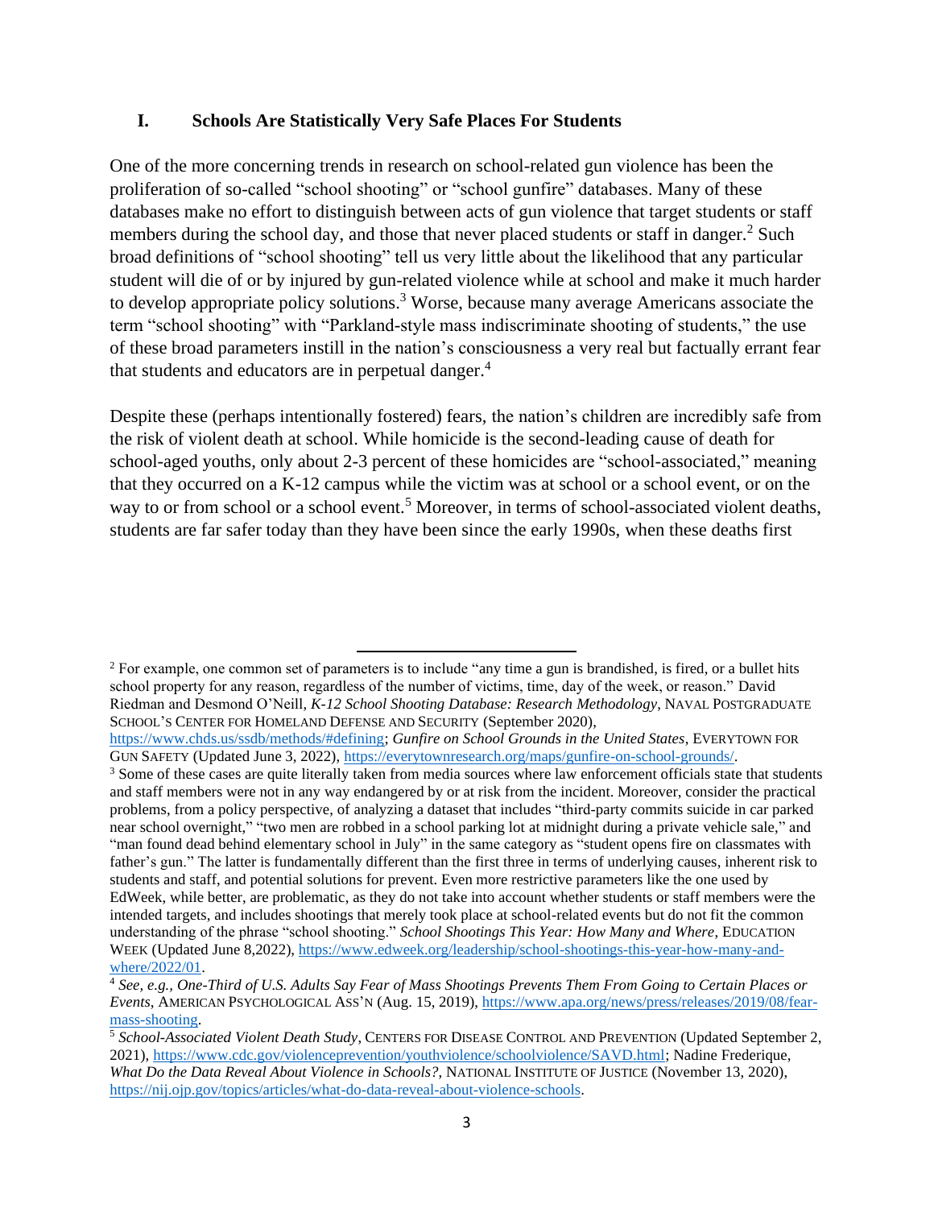## I. Schools Are Statistically Very Safe Places For Students

One of the more concerning trends in research on school-related gun violence has been the proliferation of so-called "school shooting" or "school gunfire" databases. Many of these databases make no effort to distinguish between acts of gun violence that target students or staff members during the school day, and those that never placed students or staff in danger.[2] Such broad definitions of "school shooting" tell us very little about the likelihood that any particular student will die of or by injured by gun-related violence while at school and make it much harder to develop appropriate policy solutions.[3] Worse, because many average Americans associate the term "school shooting" with "Parkland-style mass indiscriminate shooting of students," the use of these broad parameters instill in the nation's consciousness a very real but factually errant fear that students and educators are in perpetual danger.[4]

Despite these (perhaps intentionally fostered) fears, the nation's children are incredibly safe from the risk of violent death at school. While homicide is the second-leading cause of death for school-aged youths, only about 2-3 percent of these homicides are "school-associated," meaning that they occurred on a K-12 campus while the victim was at school or a school event, or on the way to or from school or a school event.[5] Moreover, in terms of school-associated violent deaths, students are far safer today than they have been since the early 1990s, when these deaths first

---

[2] For example, one common set of parameters is to include "any time a gun is brandished, is fired, or a bullet hits school property for any reason, regardless of the number of victims, time, day of the week, or reason." David Riedman and Desmond O'Neill, *K-12 School Shooting Database: Research Methodology*, NAVAL POSTGRADUATE SCHOOL'S CENTER FOR HOMELAND DEFENSE AND SECURITY (September 2020), https://www.chds.us/ssdb/methods/#defining; *Gunfire on School Grounds in the United States*, EVERYTOWN FOR GUN SAFETY (Updated June 3, 2022), https://everytownresearch.org/maps/gunfire-on-school-grounds/.

[3] Some of these cases are quite literally taken from media sources where law enforcement officials state that students and staff members were not in any way endangered by or at risk from the incident. Moreover, consider the practical problems, from a policy perspective, of analyzing a dataset that includes "third-party commits suicide in car parked near school overnight," "two men are robbed in a school parking lot at midnight during a private vehicle sale," and "man found dead behind elementary school in July" in the same category as "student opens fire on classmates with father's gun." The latter is fundamentally different than the first three in terms of underlying causes, inherent risk to students and staff, and potential solutions for prevent. Even more restrictive parameters like the one used by EdWeek, while better, are problematic, as they do not take into account whether students or staff members were the intended targets, and includes shootings that merely took place at school-related events but do not fit the common understanding of the phrase "school shooting." *School Shootings This Year: How Many and Where*, EDUCATION WEEK (Updated June 8,2022), https://www.edweek.org/leadership/school-shootings-this-year-how-many-and-where/2022/01.

[4] *See, e.g., One-Third of U.S. Adults Say Fear of Mass Shootings Prevents Them From Going to Certain Places or Events*, AMERICAN PSYCHOLOGICAL ASS'N (Aug. 15, 2019), https://www.apa.org/news/press/releases/2019/08/fear-mass-shooting.

[5] *School-Associated Violent Death Study*, CENTERS FOR DISEASE CONTROL AND PREVENTION (Updated September 2, 2021), https://www.cdc.gov/violenceprevention/youthviolence/schoolviolence/SAVD.html; Nadine Frederique, *What Do the Data Reveal About Violence in Schools?*, NATIONAL INSTITUTE OF JUSTICE (November 13, 2020), https://nij.ojp.gov/topics/articles/what-do-data-reveal-about-violence-schools.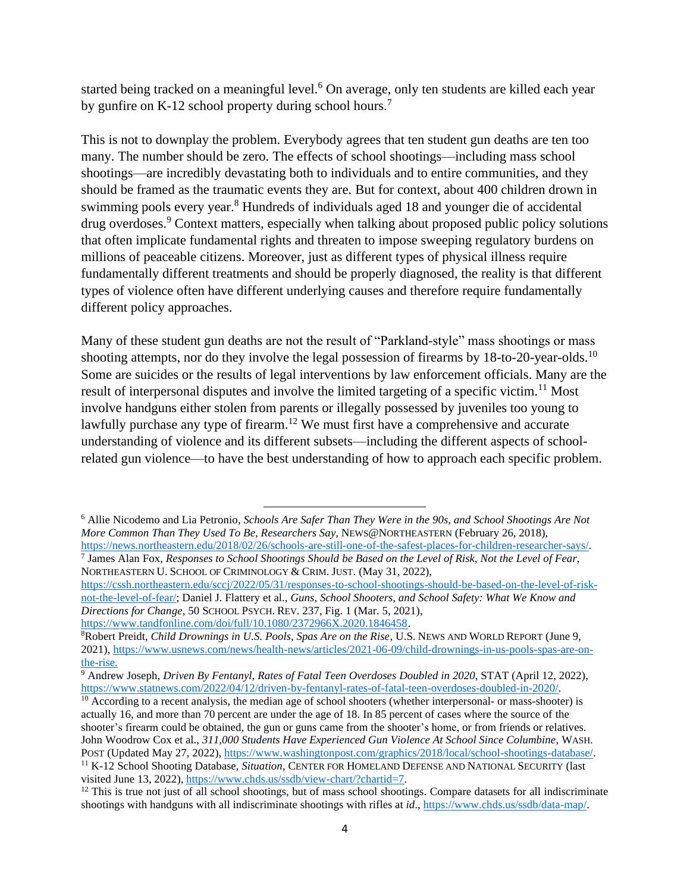started being tracked on a meaningful level.[6] On average, only ten students are killed each year by gunfire on K-12 school property during school hours.[7]

This is not to downplay the problem. Everybody agrees that ten student gun deaths are ten too many. The number should be zero. The effects of school shootings—including mass school shootings—are incredibly devastating both to individuals and to entire communities, and they should be framed as the traumatic events they are. But for context, about 400 children drown in swimming pools every year.[8] Hundreds of individuals aged 18 and younger die of accidental drug overdoses.[9] Context matters, especially when talking about proposed public policy solutions that often implicate fundamental rights and threaten to impose sweeping regulatory burdens on millions of peaceable citizens. Moreover, just as different types of physical illness require fundamentally different treatments and should be properly diagnosed, the reality is that different types of violence often have different underlying causes and therefore require fundamentally different policy approaches.

Many of these student gun deaths are not the result of "Parkland-style" mass shootings or mass shooting attempts, nor do they involve the legal possession of firearms by 18-to-20-year-olds.[10] Some are suicides or the results of legal interventions by law enforcement officials. Many are the result of interpersonal disputes and involve the limited targeting of a specific victim.[11] Most involve handguns either stolen from parents or illegally possessed by juveniles too young to lawfully purchase any type of firearm.[12] We must first have a comprehensive and accurate understanding of violence and its different subsets—including the different aspects of school-related gun violence—to have the best understanding of how to approach each specific problem.

---

[6] Allie Nicodemo and Lia Petronio, *Schools Are Safer Than They Were in the 90s, and School Shootings Are Not More Common Than They Used To Be, Researchers Say*, NEWS@NORTHEASTERN (February 26, 2018), https://news.northeastern.edu/2018/02/26/schools-are-still-one-of-the-safest-places-for-children-researcher-says/.

[7] James Alan Fox, *Responses to School Shootings Should be Based on the Level of Risk, Not the Level of Fear*, NORTHEASTERN U. SCHOOL OF CRIMINOLOGY & CRIM. JUST. (May 31, 2022), https://cssh.northeastern.edu/sccj/2022/05/31/responses-to-school-shootings-should-be-based-on-the-level-of-risk-not-the-level-of-fear/; Daniel J. Flattery et al., *Guns, School Shooters, and School Safety: What We Know and Directions for Change*, 50 SCHOOL PSYCH. REV. 237, Fig. 1 (Mar. 5, 2021), https://www.tandfonline.com/doi/full/10.1080/2372966X.2020.1846458.

[8] Robert Preidt, *Child Drownings in U.S. Pools, Spas Are on the Rise*, U.S. NEWS AND WORLD REPORT (June 9, 2021), https://www.usnews.com/news/health-news/articles/2021-06-09/child-drownings-in-us-pools-spas-are-on-the-rise.

[9] Andrew Joseph, *Driven By Fentanyl, Rates of Fatal Teen Overdoses Doubled in 2020*, STAT (April 12, 2022), https://www.statnews.com/2022/04/12/driven-by-fentanyl-rates-of-fatal-teen-overdoses-doubled-in-2020/.

[10] According to a recent analysis, the median age of school shooters (whether interpersonal- or mass-shooter) is actually 16, and more than 70 percent are under the age of 18. In 85 percent of cases where the source of the shooter's firearm could be obtained, the gun or guns came from the shooter's home, or from friends or relatives. John Woodrow Cox et al., *311,000 Students Have Experienced Gun Violence At School Since Columbine*, WASH. POST (Updated May 27, 2022), https://www.washingtonpost.com/graphics/2018/local/school-shootings-database/.

[11] K-12 School Shooting Database, *Situation*, CENTER FOR HOMELAND DEFENSE AND NATIONAL SECURITY (last visited June 13, 2022), https://www.chds.us/ssdb/view-chart/?chartid=7.

[12] This is true not just of all school shootings, but of mass school shootings. Compare datasets for all indiscriminate shootings with handguns with all indiscriminate shootings with rifles at *id*., https://www.chds.us/ssdb/data-map/.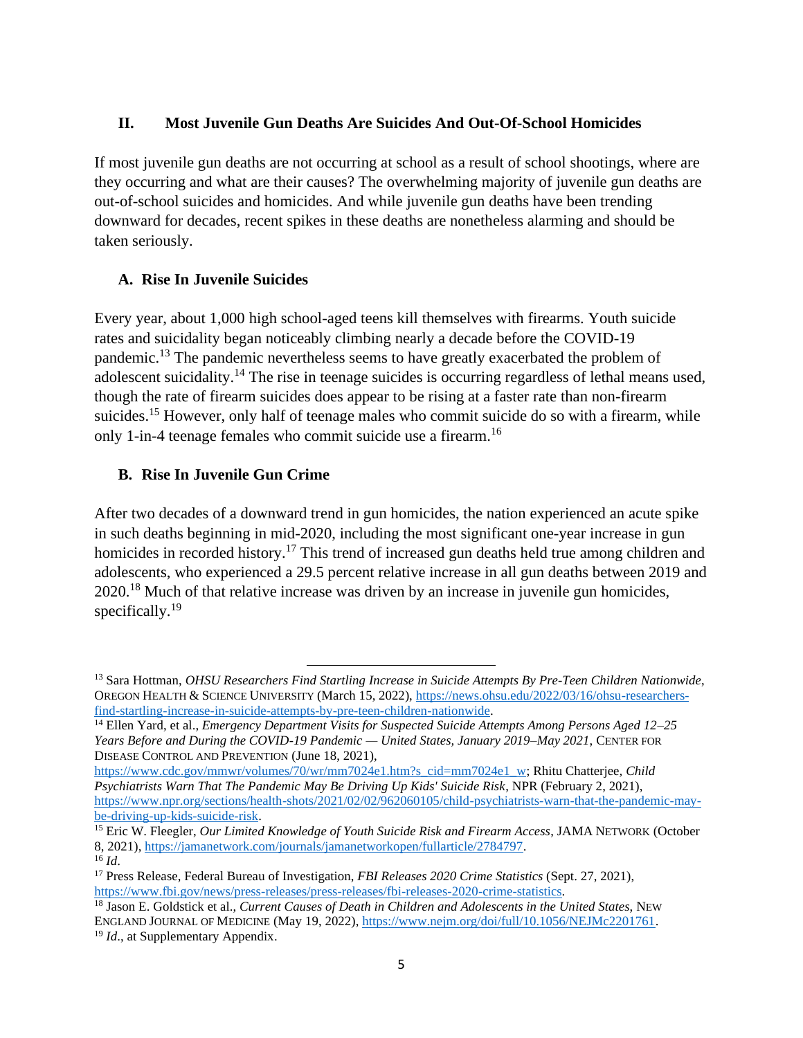## II. Most Juvenile Gun Deaths Are Suicides And Out-Of-School Homicides

If most juvenile gun deaths are not occurring at school as a result of school shootings, where are they occurring and what are their causes? The overwhelming majority of juvenile gun deaths are out-of-school suicides and homicides. And while juvenile gun deaths have been trending downward for decades, recent spikes in these deaths are nonetheless alarming and should be taken seriously.

### A. Rise In Juvenile Suicides

Every year, about 1,000 high school-aged teens kill themselves with firearms. Youth suicide rates and suicidality began noticeably climbing nearly a decade before the COVID-19 pandemic.[13] The pandemic nevertheless seems to have greatly exacerbated the problem of adolescent suicidality.[14] The rise in teenage suicides is occurring regardless of lethal means used, though the rate of firearm suicides does appear to be rising at a faster rate than non-firearm suicides.[15] However, only half of teenage males who commit suicide do so with a firearm, while only 1-in-4 teenage females who commit suicide use a firearm.[16]

### B. Rise In Juvenile Gun Crime

After two decades of a downward trend in gun homicides, the nation experienced an acute spike in such deaths beginning in mid-2020, including the most significant one-year increase in gun homicides in recorded history.[17] This trend of increased gun deaths held true among children and adolescents, who experienced a 29.5 percent relative increase in all gun deaths between 2019 and 2020.[18] Much of that relative increase was driven by an increase in juvenile gun homicides, specifically.[19]

---

[13] Sara Hottman, *OHSU Researchers Find Startling Increase in Suicide Attempts By Pre-Teen Children Nationwide*, OREGON HEALTH & SCIENCE UNIVERSITY (March 15, 2022), https://news.ohsu.edu/2022/03/16/ohsu-researchers-find-startling-increase-in-suicide-attempts-by-pre-teen-children-nationwide.

[14] Ellen Yard, et al., *Emergency Department Visits for Suspected Suicide Attempts Among Persons Aged 12–25 Years Before and During the COVID-19 Pandemic — United States, January 2019–May 2021*, CENTER FOR DISEASE CONTROL AND PREVENTION (June 18, 2021), https://www.cdc.gov/mmwr/volumes/70/wr/mm7024e1.htm?s_cid=mm7024e1_w; Rhitu Chatterjee, *Child Psychiatrists Warn That The Pandemic May Be Driving Up Kids' Suicide Risk*, NPR (February 2, 2021), https://www.npr.org/sections/health-shots/2021/02/02/962060105/child-psychiatrists-warn-that-the-pandemic-may-be-driving-up-kids-suicide-risk.

[15] Eric W. Fleegler, *Our Limited Knowledge of Youth Suicide Risk and Firearm Access*, JAMA NETWORK (October 8, 2021), https://jamanetwork.com/journals/jamanetworkopen/fullarticle/2784797.

[16] *Id*.

[17] Press Release, Federal Bureau of Investigation, *FBI Releases 2020 Crime Statistics* (Sept. 27, 2021), https://www.fbi.gov/news/press-releases/press-releases/fbi-releases-2020-crime-statistics.

[18] Jason E. Goldstick et al., *Current Causes of Death in Children and Adolescents in the United States*, NEW ENGLAND JOURNAL OF MEDICINE (May 19, 2022), https://www.nejm.org/doi/full/10.1056/NEJMc2201761.

[19] *Id*., at Supplementary Appendix.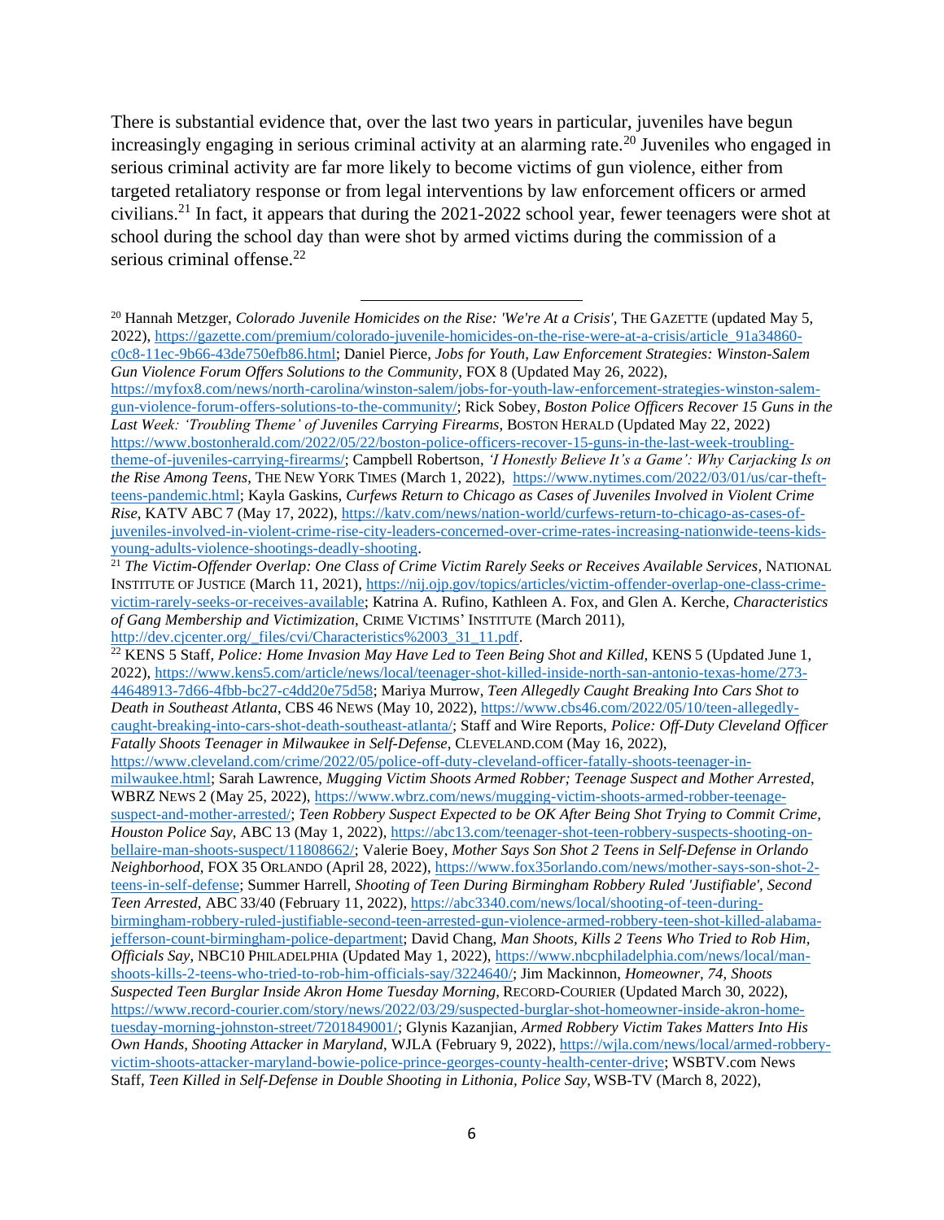There is substantial evidence that, over the last two years in particular, juveniles have begun increasingly engaging in serious criminal activity at an alarming rate.[20] Juveniles who engaged in serious criminal activity are far more likely to become victims of gun violence, either from targeted retaliatory response or from legal interventions by law enforcement officers or armed civilians.[21] In fact, it appears that during the 2021-2022 school year, fewer teenagers were shot at school during the school day than were shot by armed victims during the commission of a serious criminal offense.[22]

---

[20] Hannah Metzger, *Colorado Juvenile Homicides on the Rise: 'We're At a Crisis'*, THE GAZETTE (updated May 5, 2022), https://gazette.com/premium/colorado-juvenile-homicides-on-the-rise-were-at-a-crisis/article_91a34860-c0c8-11ec-9b66-43de750efb86.html; Daniel Pierce, *Jobs for Youth, Law Enforcement Strategies: Winston-Salem Gun Violence Forum Offers Solutions to the Community*, FOX 8 (Updated May 26, 2022), https://myfox8.com/news/north-carolina/winston-salem/jobs-for-youth-law-enforcement-strategies-winston-salem-gun-violence-forum-offers-solutions-to-the-community/; Rick Sobey, *Boston Police Officers Recover 15 Guns in the Last Week: 'Troubling Theme' of Juveniles Carrying Firearms*, BOSTON HERALD (Updated May 22, 2022) https://www.bostonherald.com/2022/05/22/boston-police-officers-recover-15-guns-in-the-last-week-troubling-theme-of-juveniles-carrying-firearms/; Campbell Robertson, *'I Honestly Believe It's a Game': Why Carjacking Is on the Rise Among Teens*, THE NEW YORK TIMES (March 1, 2022), https://www.nytimes.com/2022/03/01/us/car-theft-teens-pandemic.html; Kayla Gaskins, *Curfews Return to Chicago as Cases of Juveniles Involved in Violent Crime Rise*, KATV ABC 7 (May 17, 2022), https://katv.com/news/nation-world/curfews-return-to-chicago-as-cases-of-juveniles-involved-in-violent-crime-rise-city-leaders-concerned-over-crime-rates-increasing-nationwide-teens-kids-young-adults-violence-shootings-deadly-shooting.

[21] *The Victim-Offender Overlap: One Class of Crime Victim Rarely Seeks or Receives Available Services*, NATIONAL INSTITUTE OF JUSTICE (March 11, 2021), https://nij.ojp.gov/topics/articles/victim-offender-overlap-one-class-crime-victim-rarely-seeks-or-receives-available; Katrina A. Rufino, Kathleen A. Fox, and Glen A. Kerche, *Characteristics of Gang Membership and Victimization*, CRIME VICTIMS' INSTITUTE (March 2011), http://dev.cjcenter.org/_files/cvi/Characteristics%2003_31_11.pdf.

[22] KENS 5 Staff, *Police: Home Invasion May Have Led to Teen Being Shot and Killed*, KENS 5 (Updated June 1, 2022), https://www.kens5.com/article/news/local/teenager-shot-killed-inside-north-san-antonio-texas-home/273-44648913-7d66-4fbb-bc27-c4dd20e75d58; Mariya Murrow, *Teen Allegedly Caught Breaking Into Cars Shot to Death in Southeast Atlanta*, CBS 46 NEWS (May 10, 2022), https://www.cbs46.com/2022/05/10/teen-allegedly-caught-breaking-into-cars-shot-death-southeast-atlanta/; Staff and Wire Reports, *Police: Off-Duty Cleveland Officer Fatally Shoots Teenager in Milwaukee in Self-Defense*, CLEVELAND.COM (May 16, 2022), https://www.cleveland.com/crime/2022/05/police-off-duty-cleveland-officer-fatally-shoots-teenager-in-milwaukee.html; Sarah Lawrence, *Mugging Victim Shoots Armed Robber; Teenage Suspect and Mother Arrested*, WBRZ NEWS 2 (May 25, 2022), https://www.wbrz.com/news/mugging-victim-shoots-armed-robber-teenage-suspect-and-mother-arrested/; *Teen Robbery Suspect Expected to be OK After Being Shot Trying to Commit Crime, Houston Police Say*, ABC 13 (May 1, 2022), https://abc13.com/teenager-shot-teen-robbery-suspects-shooting-on-bellaire-man-shoots-suspect/11808662/; Valerie Boey, *Mother Says Son Shot 2 Teens in Self-Defense in Orlando Neighborhood*, FOX 35 ORLANDO (April 28, 2022), https://www.fox35orlando.com/news/mother-says-son-shot-2-teens-in-self-defense; Summer Harrell, *Shooting of Teen During Birmingham Robbery Ruled 'Justifiable', Second Teen Arrested*, ABC 33/40 (February 11, 2022), https://abc3340.com/news/local/shooting-of-teen-during-birmingham-robbery-ruled-justifiable-second-teen-arrested-gun-violence-armed-robbery-teen-shot-killed-alabama-jefferson-count-birmingham-police-department; David Chang, *Man Shoots, Kills 2 Teens Who Tried to Rob Him, Officials Say*, NBC10 PHILADELPHIA (Updated May 1, 2022), https://www.nbcphiladelphia.com/news/local/man-shoots-kills-2-teens-who-tried-to-rob-him-officials-say/3224640/; Jim Mackinnon, *Homeowner, 74, Shoots Suspected Teen Burglar Inside Akron Home Tuesday Morning*, RECORD-COURIER (Updated March 30, 2022), https://www.record-courier.com/story/news/2022/03/29/suspected-burglar-shot-homeowner-inside-akron-home-tuesday-morning-johnston-street/7201849001/; Glynis Kazanjian, *Armed Robbery Victim Takes Matters Into His Own Hands, Shooting Attacker in Maryland*, WJLA (February 9, 2022), https://wjla.com/news/local/armed-robbery-victim-shoots-attacker-maryland-bowie-police-prince-georges-county-health-center-drive; WSBTV.com News Staff, *Teen Killed in Self-Defense in Double Shooting in Lithonia, Police Say*, WSB-TV (March 8, 2022),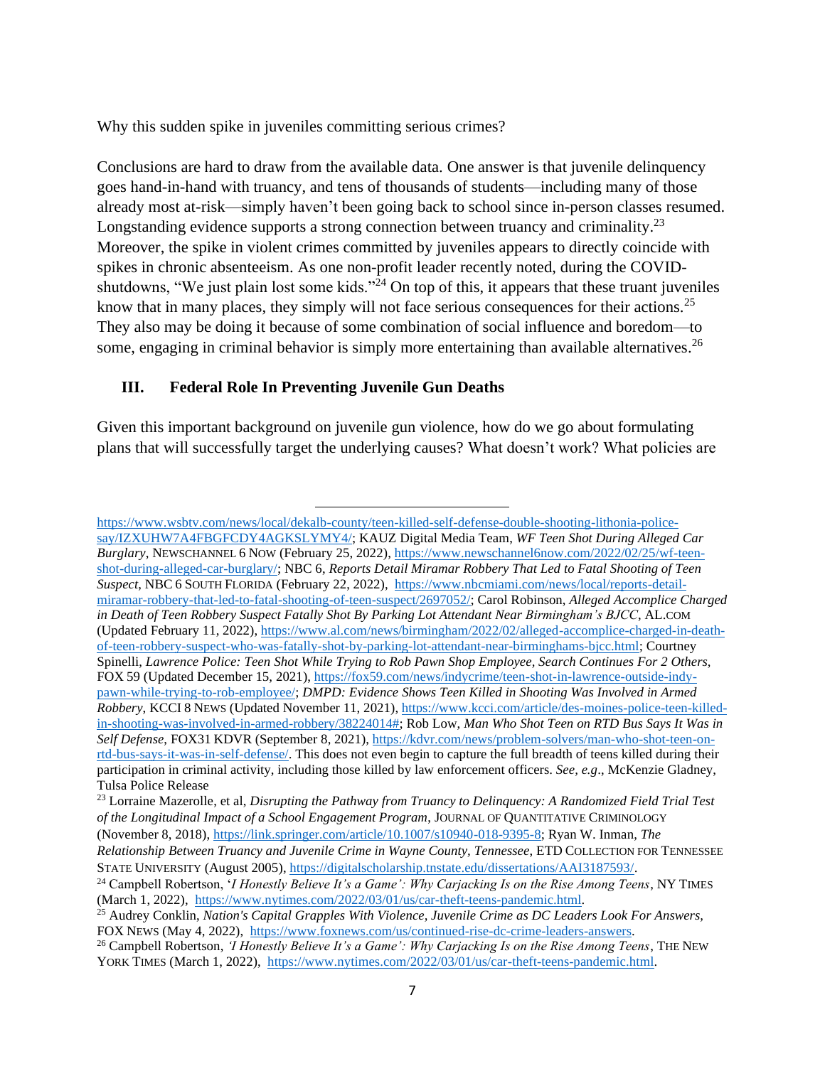Why this sudden spike in juveniles committing serious crimes?

Conclusions are hard to draw from the available data. One answer is that juvenile delinquency goes hand-in-hand with truancy, and tens of thousands of students—including many of those already most at-risk—simply haven't been going back to school since in-person classes resumed. Longstanding evidence supports a strong connection between truancy and criminality.[23] Moreover, the spike in violent crimes committed by juveniles appears to directly coincide with spikes in chronic absenteeism. As one non-profit leader recently noted, during the COVID-shutdowns, "We just plain lost some kids."[24] On top of this, it appears that these truant juveniles know that in many places, they simply will not face serious consequences for their actions.[25] They also may be doing it because of some combination of social influence and boredom—to some, engaging in criminal behavior is simply more entertaining than available alternatives.[26]

## III. Federal Role In Preventing Juvenile Gun Deaths

Given this important background on juvenile gun violence, how do we go about formulating plans that will successfully target the underlying causes? What doesn't work? What policies are

---

https://www.wsbtv.com/news/local/dekalb-county/teen-killed-self-defense-double-shooting-lithonia-police-say/IZXUHW7A4FBGFCDY4AGKSLYMY4/; KAUZ Digital Media Team, *WF Teen Shot During Alleged Car Burglary*, NEWSCHANNEL 6 NOW (February 25, 2022), https://www.newschannel6now.com/2022/02/25/wf-teen-shot-during-alleged-car-burglary/; NBC 6, *Reports Detail Miramar Robbery That Led to Fatal Shooting of Teen Suspect*, NBC 6 SOUTH FLORIDA (February 22, 2022), https://www.nbcmiami.com/news/local/reports-detail-miramar-robbery-that-led-to-fatal-shooting-of-teen-suspect/2697052/; Carol Robinson, *Alleged Accomplice Charged in Death of Teen Robbery Suspect Fatally Shot By Parking Lot Attendant Near Birmingham's BJCC*, AL.COM (Updated February 11, 2022), https://www.al.com/news/birmingham/2022/02/alleged-accomplice-charged-in-death-of-teen-robbery-suspect-who-was-fatally-shot-by-parking-lot-attendant-near-birminghams-bjcc.html; Courtney Spinelli, *Lawrence Police: Teen Shot While Trying to Rob Pawn Shop Employee, Search Continues For 2 Others*, FOX 59 (Updated December 15, 2021), https://fox59.com/news/indycrime/teen-shot-in-lawrence-outside-indy-pawn-while-trying-to-rob-employee/; *DMPD: Evidence Shows Teen Killed in Shooting Was Involved in Armed Robbery*, KCCI 8 NEWS (Updated November 11, 2021), https://www.kcci.com/article/des-moines-police-teen-killed-in-shooting-was-involved-in-armed-robbery/38224014#; Rob Low, *Man Who Shot Teen on RTD Bus Says It Was in Self Defense*, FOX31 KDVR (September 8, 2021), https://kdvr.com/news/problem-solvers/man-who-shot-teen-on-rtd-bus-says-it-was-in-self-defense/. This does not even begin to capture the full breadth of teens killed during their participation in criminal activity, including those killed by law enforcement officers. *See, e.g*., McKenzie Gladney, Tulsa Police Release

[23] Lorraine Mazerolle, et al, *Disrupting the Pathway from Truancy to Delinquency: A Randomized Field Trial Test of the Longitudinal Impact of a School Engagement Program*, JOURNAL OF QUANTITATIVE CRIMINOLOGY (November 8, 2018), https://link.springer.com/article/10.1007/s10940-018-9395-8; Ryan W. Inman, *The Relationship Between Truancy and Juvenile Crime in Wayne County, Tennessee*, ETD COLLECTION FOR TENNESSEE STATE UNIVERSITY (August 2005), https://digitalscholarship.tnstate.edu/dissertations/AAI3187593/.

[24] Campbell Robertson, '*I Honestly Believe It's a Game': Why Carjacking Is on the Rise Among Teens*, NY TIMES (March 1, 2022), https://www.nytimes.com/2022/03/01/us/car-theft-teens-pandemic.html.

[25] Audrey Conklin, *Nation's Capital Grapples With Violence, Juvenile Crime as DC Leaders Look For Answers*, FOX NEWS (May 4, 2022), https://www.foxnews.com/us/continued-rise-dc-crime-leaders-answers.

[26] Campbell Robertson, *'I Honestly Believe It's a Game': Why Carjacking Is on the Rise Among Teens*, THE NEW YORK TIMES (March 1, 2022), https://www.nytimes.com/2022/03/01/us/car-theft-teens-pandemic.html.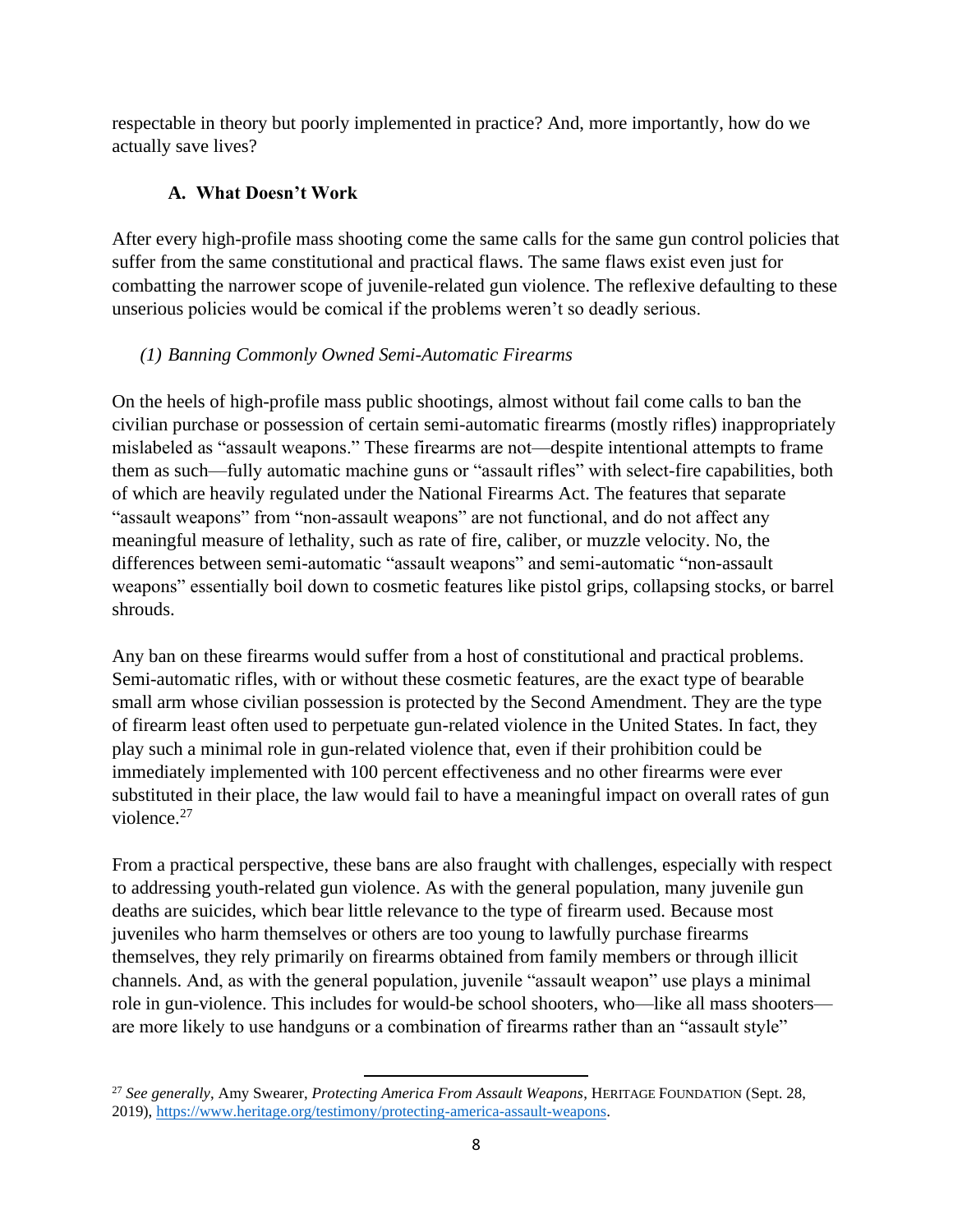respectable in theory but poorly implemented in practice? And, more importantly, how do we actually save lives?

### A. What Doesn't Work

After every high-profile mass shooting come the same calls for the same gun control policies that suffer from the same constitutional and practical flaws. The same flaws exist even just for combatting the narrower scope of juvenile-related gun violence. The reflexive defaulting to these unserious policies would be comical if the problems weren't so deadly serious.

#### *(1) Banning Commonly Owned Semi-Automatic Firearms*

On the heels of high-profile mass public shootings, almost without fail come calls to ban the civilian purchase or possession of certain semi-automatic firearms (mostly rifles) inappropriately mislabeled as "assault weapons." These firearms are not—despite intentional attempts to frame them as such—fully automatic machine guns or "assault rifles" with select-fire capabilities, both of which are heavily regulated under the National Firearms Act. The features that separate "assault weapons" from "non-assault weapons" are not functional, and do not affect any meaningful measure of lethality, such as rate of fire, caliber, or muzzle velocity. No, the differences between semi-automatic "assault weapons" and semi-automatic "non-assault weapons" essentially boil down to cosmetic features like pistol grips, collapsing stocks, or barrel shrouds.

Any ban on these firearms would suffer from a host of constitutional and practical problems. Semi-automatic rifles, with or without these cosmetic features, are the exact type of bearable small arm whose civilian possession is protected by the Second Amendment. They are the type of firearm least often used to perpetuate gun-related violence in the United States. In fact, they play such a minimal role in gun-related violence that, even if their prohibition could be immediately implemented with 100 percent effectiveness and no other firearms were ever substituted in their place, the law would fail to have a meaningful impact on overall rates of gun violence.[27]

From a practical perspective, these bans are also fraught with challenges, especially with respect to addressing youth-related gun violence. As with the general population, many juvenile gun deaths are suicides, which bear little relevance to the type of firearm used. Because most juveniles who harm themselves or others are too young to lawfully purchase firearms themselves, they rely primarily on firearms obtained from family members or through illicit channels. And, as with the general population, juvenile "assault weapon" use plays a minimal role in gun-violence. This includes for would-be school shooters, who—like all mass shooters—are more likely to use handguns or a combination of firearms rather than an "assault style"

---

[27] *See generally*, Amy Swearer, *Protecting America From Assault Weapons*, HERITAGE FOUNDATION (Sept. 28, 2019), https://www.heritage.org/testimony/protecting-america-assault-weapons.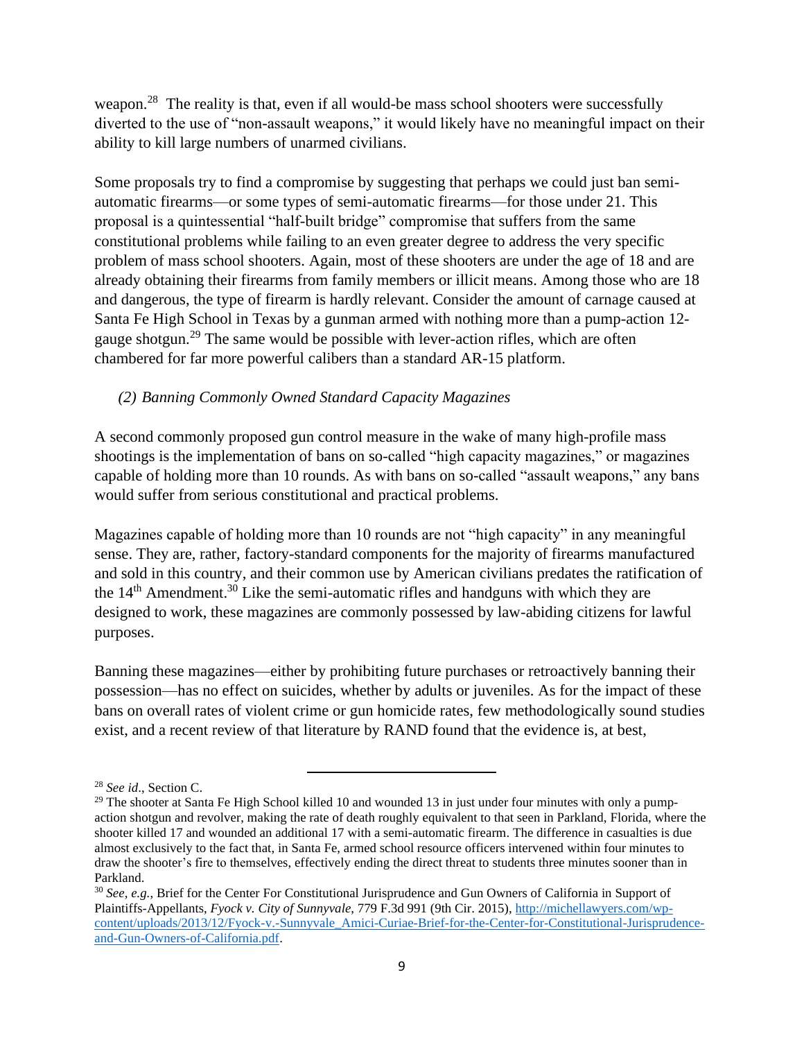weapon.[28] The reality is that, even if all would-be mass school shooters were successfully diverted to the use of "non-assault weapons," it would likely have no meaningful impact on their ability to kill large numbers of unarmed civilians.

Some proposals try to find a compromise by suggesting that perhaps we could just ban semi-automatic firearms—or some types of semi-automatic firearms—for those under 21. This proposal is a quintessential "half-built bridge" compromise that suffers from the same constitutional problems while failing to an even greater degree to address the very specific problem of mass school shooters. Again, most of these shooters are under the age of 18 and are already obtaining their firearms from family members or illicit means. Among those who are 18 and dangerous, the type of firearm is hardly relevant. Consider the amount of carnage caused at Santa Fe High School in Texas by a gunman armed with nothing more than a pump-action 12-gauge shotgun.[29] The same would be possible with lever-action rifles, which are often chambered for far more powerful calibers than a standard AR-15 platform.

*(2) Banning Commonly Owned Standard Capacity Magazines*

A second commonly proposed gun control measure in the wake of many high-profile mass shootings is the implementation of bans on so-called "high capacity magazines," or magazines capable of holding more than 10 rounds. As with bans on so-called "assault weapons," any bans would suffer from serious constitutional and practical problems.

Magazines capable of holding more than 10 rounds are not "high capacity" in any meaningful sense. They are, rather, factory-standard components for the majority of firearms manufactured and sold in this country, and their common use by American civilians predates the ratification of the 14th Amendment.[30] Like the semi-automatic rifles and handguns with which they are designed to work, these magazines are commonly possessed by law-abiding citizens for lawful purposes.

Banning these magazines—either by prohibiting future purchases or retroactively banning their possession—has no effect on suicides, whether by adults or juveniles. As for the impact of these bans on overall rates of violent crime or gun homicide rates, few methodologically sound studies exist, and a recent review of that literature by RAND found that the evidence is, at best,

---

[28] *See id*., Section C.

[29] The shooter at Santa Fe High School killed 10 and wounded 13 in just under four minutes with only a pump-action shotgun and revolver, making the rate of death roughly equivalent to that seen in Parkland, Florida, where the shooter killed 17 and wounded an additional 17 with a semi-automatic firearm. The difference in casualties is due almost exclusively to the fact that, in Santa Fe, armed school resource officers intervened within four minutes to draw the shooter's fire to themselves, effectively ending the direct threat to students three minutes sooner than in Parkland.

[30] *See, e.g.*, Brief for the Center For Constitutional Jurisprudence and Gun Owners of California in Support of Plaintiffs-Appellants, *Fyock v. City of Sunnyvale*, 779 F.3d 991 (9th Cir. 2015), http://michellawyers.com/wp-content/uploads/2013/12/Fyock-v.-Sunnyvale_Amici-Curiae-Brief-for-the-Center-for-Constitutional-Jurisprudence-and-Gun-Owners-of-California.pdf.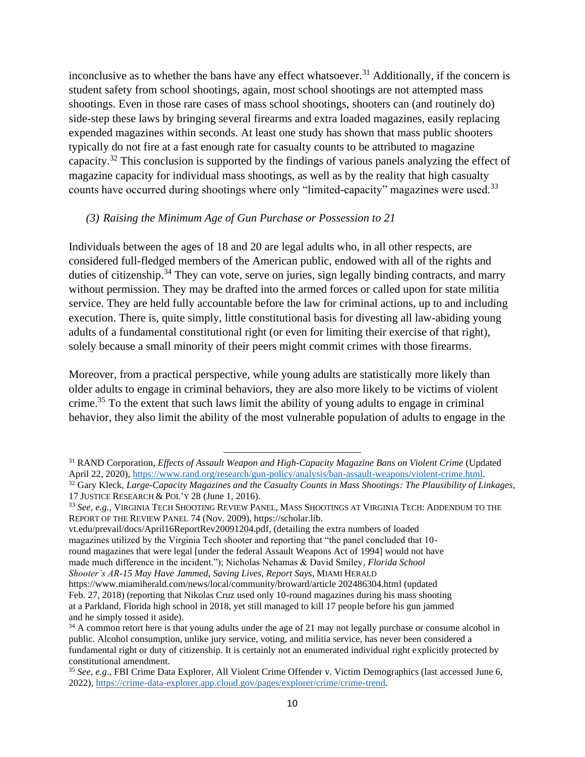inconclusive as to whether the bans have any effect whatsoever.[31] Additionally, if the concern is student safety from school shootings, again, most school shootings are not attempted mass shootings. Even in those rare cases of mass school shootings, shooters can (and routinely do) side-step these laws by bringing several firearms and extra loaded magazines, easily replacing expended magazines within seconds. At least one study has shown that mass public shooters typically do not fire at a fast enough rate for casualty counts to be attributed to magazine capacity.[32] This conclusion is supported by the findings of various panels analyzing the effect of magazine capacity for individual mass shootings, as well as by the reality that high casualty counts have occurred during shootings where only "limited-capacity" magazines were used.[33]

*(3) Raising the Minimum Age of Gun Purchase or Possession to 21*

Individuals between the ages of 18 and 20 are legal adults who, in all other respects, are considered full-fledged members of the American public, endowed with all of the rights and duties of citizenship.[34] They can vote, serve on juries, sign legally binding contracts, and marry without permission. They may be drafted into the armed forces or called upon for state militia service. They are held fully accountable before the law for criminal actions, up to and including execution. There is, quite simply, little constitutional basis for divesting all law-abiding young adults of a fundamental constitutional right (or even for limiting their exercise of that right), solely because a small minority of their peers might commit crimes with those firearms.

Moreover, from a practical perspective, while young adults are statistically more likely than older adults to engage in criminal behaviors, they are also more likely to be victims of violent crime.[35] To the extent that such laws limit the ability of young adults to engage in criminal behavior, they also limit the ability of the most vulnerable population of adults to engage in the

---

[31] RAND Corporation, *Effects of Assault Weapon and High-Capacity Magazine Bans on Violent Crime* (Updated April 22, 2020), https://www.rand.org/research/gun-policy/analysis/ban-assault-weapons/violent-crime.html.

[32] Gary Kleck, *Large-Capacity Magazines and the Casualty Counts in Mass Shootings: The Plausibility of Linkages*, 17 JUSTICE RESEARCH & POL'Y 28 (June 1, 2016).

[33] *See, e.g.*, VIRGINIA TECH SHOOTING REVIEW PANEL, MASS SHOOTINGS AT VIRGINIA TECH: ADDENDUM TO THE REPORT OF THE REVIEW PANEL 74 (Nov. 2009), https://scholar.lib.vt.edu/prevail/docs/April16ReportRev20091204.pdf, (detailing the extra numbers of loaded magazines utilized by the Virginia Tech shooter and reporting that "the panel concluded that 10-round magazines that were legal [under the federal Assault Weapons Act of 1994] would not have made much difference in the incident."); Nicholas Nehamas & David Smiley, *Florida School Shooter's AR-15 May Have Jammed, Saving Lives, Report Says*, MIAMI HERALD https://www.miamiherald.com/news/local/community/broward/article 202486304.html (updated Feb. 27, 2018) (reporting that Nikolas Cruz used only 10-round magazines during his mass shooting at a Parkland, Florida high school in 2018, yet still managed to kill 17 people before his gun jammed and he simply tossed it aside).

[34] A common retort here is that young adults under the age of 21 may not legally purchase or consume alcohol in public. Alcohol consumption, unlike jury service, voting, and militia service, has never been considered a fundamental right or duty of citizenship. It is certainly not an enumerated individual right explicitly protected by constitutional amendment.

[35] *See, e.g.*, FBI Crime Data Explorer, All Violent Crime Offender v. Victim Demographics (last accessed June 6, 2022), https://crime-data-explorer.app.cloud.gov/pages/explorer/crime/crime-trend.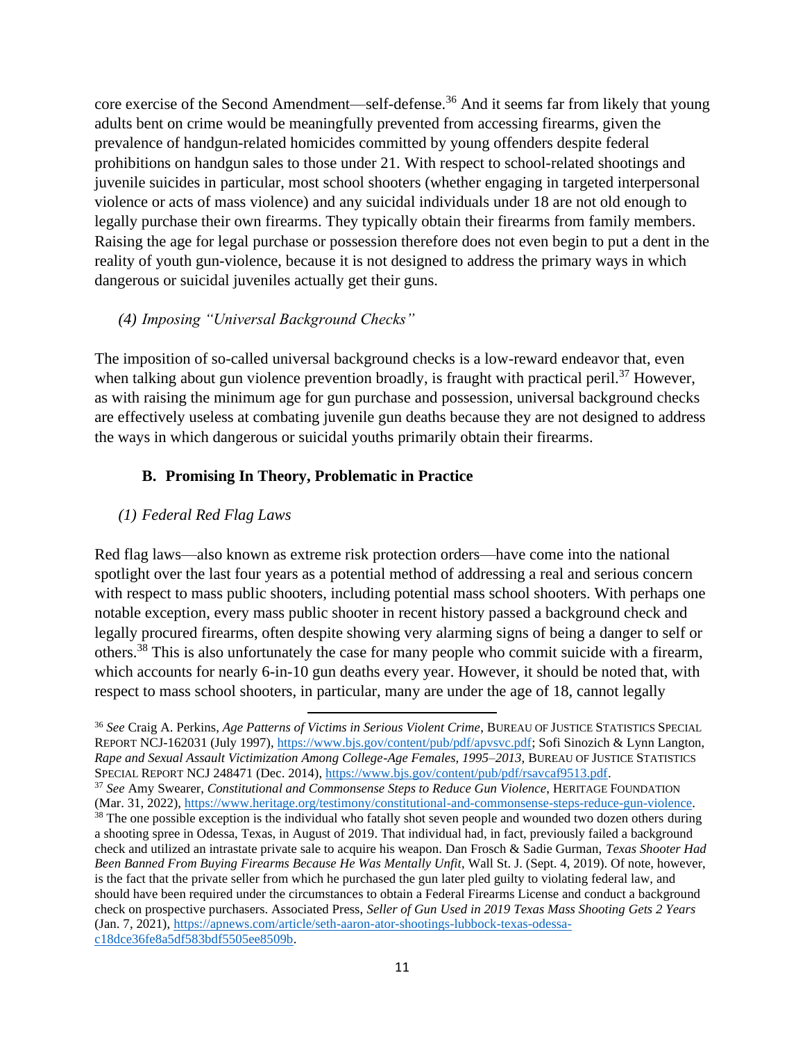core exercise of the Second Amendment—self-defense.[36] And it seems far from likely that young adults bent on crime would be meaningfully prevented from accessing firearms, given the prevalence of handgun-related homicides committed by young offenders despite federal prohibitions on handgun sales to those under 21. With respect to school-related shootings and juvenile suicides in particular, most school shooters (whether engaging in targeted interpersonal violence or acts of mass violence) and any suicidal individuals under 18 are not old enough to legally purchase their own firearms. They typically obtain their firearms from family members. Raising the age for legal purchase or possession therefore does not even begin to put a dent in the reality of youth gun-violence, because it is not designed to address the primary ways in which dangerous or suicidal juveniles actually get their guns.

*(4) Imposing "Universal Background Checks"*

The imposition of so-called universal background checks is a low-reward endeavor that, even when talking about gun violence prevention broadly, is fraught with practical peril.[37] However, as with raising the minimum age for gun purchase and possession, universal background checks are effectively useless at combating juvenile gun deaths because they are not designed to address the ways in which dangerous or suicidal youths primarily obtain their firearms.

### B. Promising In Theory, Problematic in Practice

*(1) Federal Red Flag Laws*

Red flag laws—also known as extreme risk protection orders—have come into the national spotlight over the last four years as a potential method of addressing a real and serious concern with respect to mass public shooters, including potential mass school shooters. With perhaps one notable exception, every mass public shooter in recent history passed a background check and legally procured firearms, often despite showing very alarming signs of being a danger to self or others.[38] This is also unfortunately the case for many people who commit suicide with a firearm, which accounts for nearly 6-in-10 gun deaths every year. However, it should be noted that, with respect to mass school shooters, in particular, many are under the age of 18, cannot legally

---

[36] *See* Craig A. Perkins, *Age Patterns of Victims in Serious Violent Crime*, BUREAU OF JUSTICE STATISTICS SPECIAL REPORT NCJ-162031 (July 1997), https://www.bjs.gov/content/pub/pdf/apvsvc.pdf; Sofi Sinozich & Lynn Langton, *Rape and Sexual Assault Victimization Among College-Age Females, 1995–2013*, BUREAU OF JUSTICE STATISTICS SPECIAL REPORT NCJ 248471 (Dec. 2014), https://www.bjs.gov/content/pub/pdf/rsavcaf9513.pdf.

[37] *See* Amy Swearer, *Constitutional and Commonsense Steps to Reduce Gun Violence*, HERITAGE FOUNDATION (Mar. 31, 2022), https://www.heritage.org/testimony/constitutional-and-commonsense-steps-reduce-gun-violence.

[38] The one possible exception is the individual who fatally shot seven people and wounded two dozen others during a shooting spree in Odessa, Texas, in August of 2019. That individual had, in fact, previously failed a background check and utilized an intrastate private sale to acquire his weapon. Dan Frosch & Sadie Gurman, *Texas Shooter Had Been Banned From Buying Firearms Because He Was Mentally Unfit*, Wall St. J. (Sept. 4, 2019). Of note, however, is the fact that the private seller from which he purchased the gun later pled guilty to violating federal law, and should have been required under the circumstances to obtain a Federal Firearms License and conduct a background check on prospective purchasers. Associated Press, *Seller of Gun Used in 2019 Texas Mass Shooting Gets 2 Years* (Jan. 7, 2021), https://apnews.com/article/seth-aaron-ator-shootings-lubbock-texas-odessa-c18dce36fe8a5df583bdf5505ee8509b.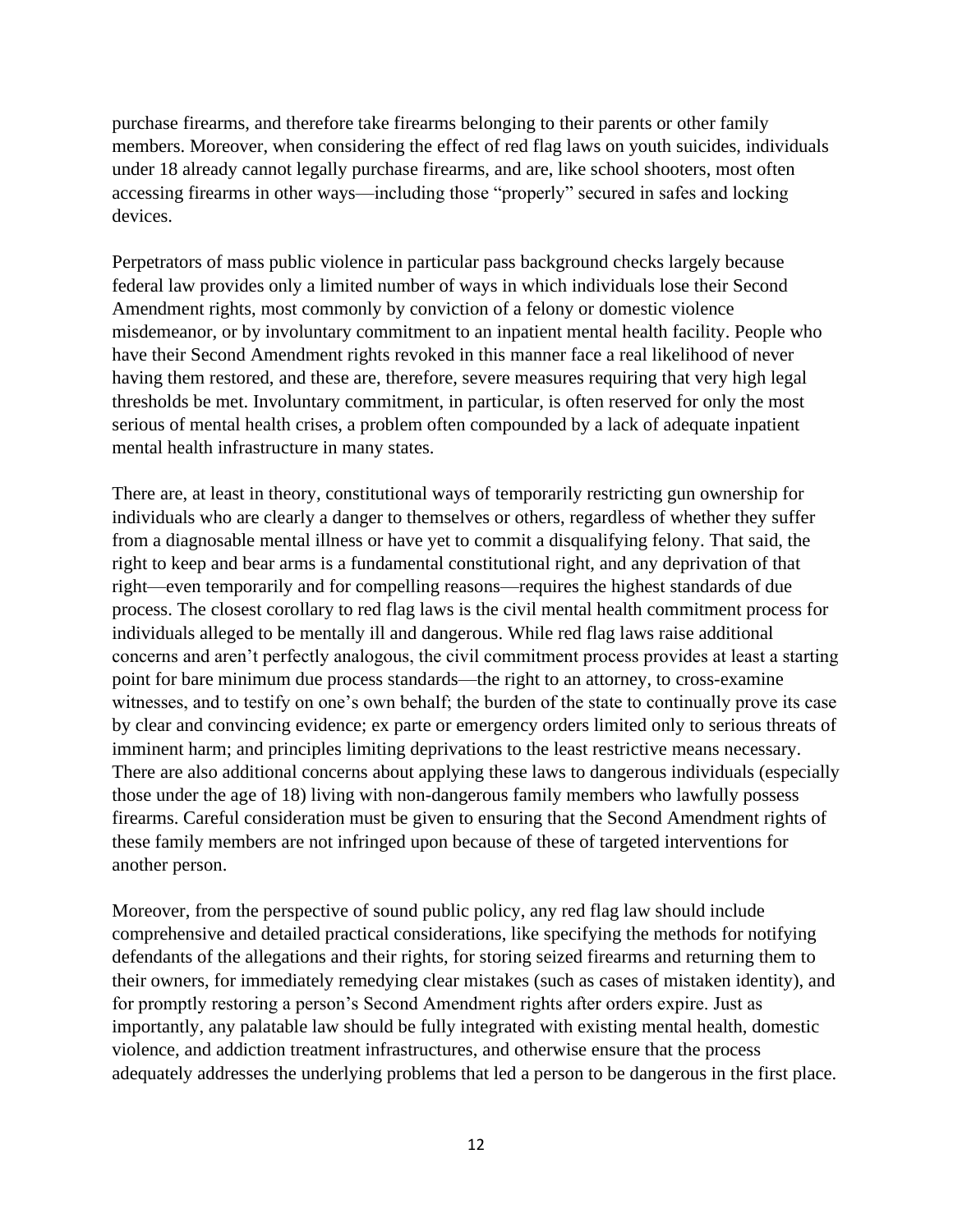purchase firearms, and therefore take firearms belonging to their parents or other family members. Moreover, when considering the effect of red flag laws on youth suicides, individuals under 18 already cannot legally purchase firearms, and are, like school shooters, most often accessing firearms in other ways—including those "properly" secured in safes and locking devices.

Perpetrators of mass public violence in particular pass background checks largely because federal law provides only a limited number of ways in which individuals lose their Second Amendment rights, most commonly by conviction of a felony or domestic violence misdemeanor, or by involuntary commitment to an inpatient mental health facility. People who have their Second Amendment rights revoked in this manner face a real likelihood of never having them restored, and these are, therefore, severe measures requiring that very high legal thresholds be met. Involuntary commitment, in particular, is often reserved for only the most serious of mental health crises, a problem often compounded by a lack of adequate inpatient mental health infrastructure in many states.

There are, at least in theory, constitutional ways of temporarily restricting gun ownership for individuals who are clearly a danger to themselves or others, regardless of whether they suffer from a diagnosable mental illness or have yet to commit a disqualifying felony. That said, the right to keep and bear arms is a fundamental constitutional right, and any deprivation of that right—even temporarily and for compelling reasons—requires the highest standards of due process. The closest corollary to red flag laws is the civil mental health commitment process for individuals alleged to be mentally ill and dangerous. While red flag laws raise additional concerns and aren't perfectly analogous, the civil commitment process provides at least a starting point for bare minimum due process standards—the right to an attorney, to cross-examine witnesses, and to testify on one's own behalf; the burden of the state to continually prove its case by clear and convincing evidence; ex parte or emergency orders limited only to serious threats of imminent harm; and principles limiting deprivations to the least restrictive means necessary. There are also additional concerns about applying these laws to dangerous individuals (especially those under the age of 18) living with non-dangerous family members who lawfully possess firearms. Careful consideration must be given to ensuring that the Second Amendment rights of these family members are not infringed upon because of these of targeted interventions for another person.

Moreover, from the perspective of sound public policy, any red flag law should include comprehensive and detailed practical considerations, like specifying the methods for notifying defendants of the allegations and their rights, for storing seized firearms and returning them to their owners, for immediately remedying clear mistakes (such as cases of mistaken identity), and for promptly restoring a person's Second Amendment rights after orders expire. Just as importantly, any palatable law should be fully integrated with existing mental health, domestic violence, and addiction treatment infrastructures, and otherwise ensure that the process adequately addresses the underlying problems that led a person to be dangerous in the first place.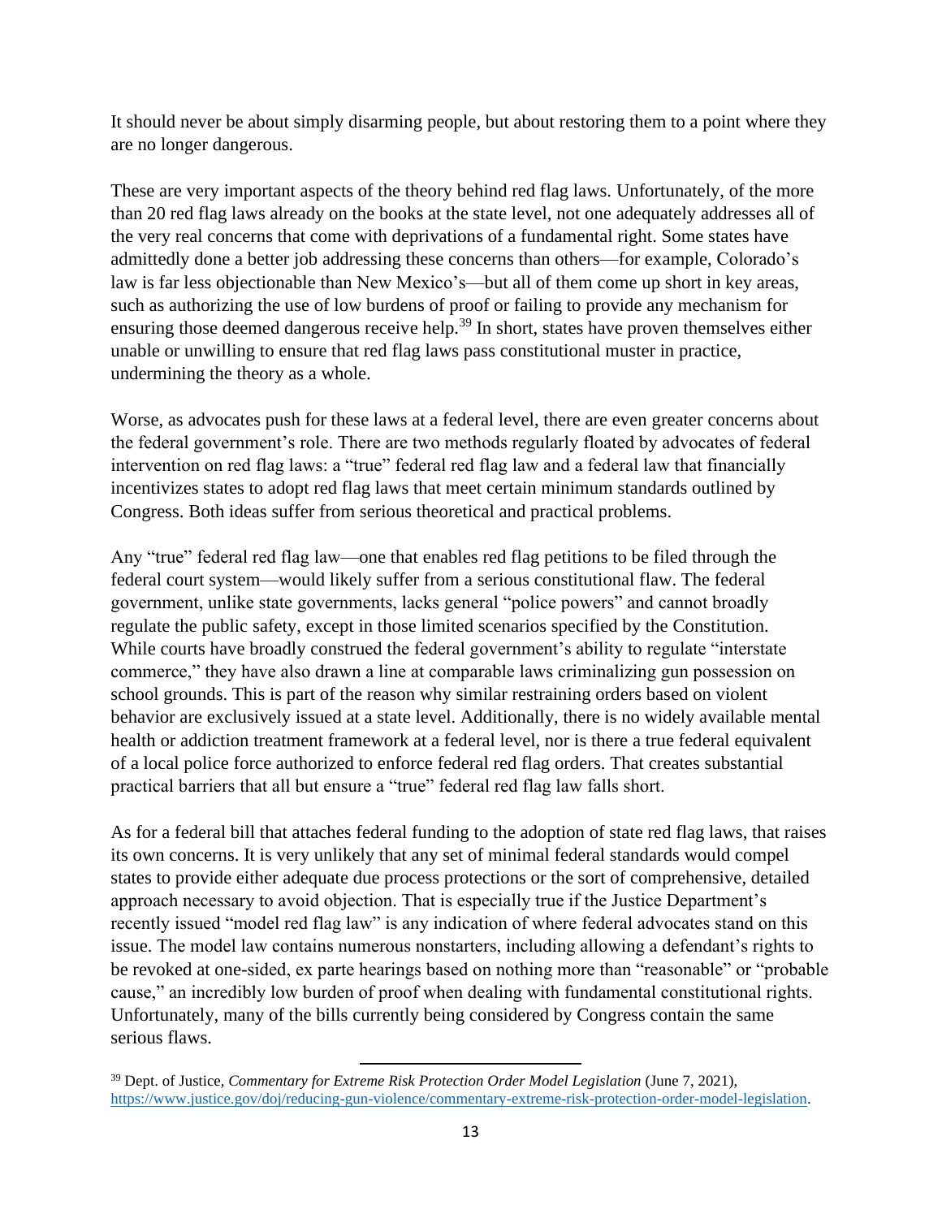It should never be about simply disarming people, but about restoring them to a point where they are no longer dangerous.

These are very important aspects of the theory behind red flag laws. Unfortunately, of the more than 20 red flag laws already on the books at the state level, not one adequately addresses all of the very real concerns that come with deprivations of a fundamental right. Some states have admittedly done a better job addressing these concerns than others—for example, Colorado's law is far less objectionable than New Mexico's—but all of them come up short in key areas, such as authorizing the use of low burdens of proof or failing to provide any mechanism for ensuring those deemed dangerous receive help.[39] In short, states have proven themselves either unable or unwilling to ensure that red flag laws pass constitutional muster in practice, undermining the theory as a whole.

Worse, as advocates push for these laws at a federal level, there are even greater concerns about the federal government's role. There are two methods regularly floated by advocates of federal intervention on red flag laws: a "true" federal red flag law and a federal law that financially incentivizes states to adopt red flag laws that meet certain minimum standards outlined by Congress. Both ideas suffer from serious theoretical and practical problems.

Any "true" federal red flag law—one that enables red flag petitions to be filed through the federal court system—would likely suffer from a serious constitutional flaw. The federal government, unlike state governments, lacks general "police powers" and cannot broadly regulate the public safety, except in those limited scenarios specified by the Constitution. While courts have broadly construed the federal government's ability to regulate "interstate commerce," they have also drawn a line at comparable laws criminalizing gun possession on school grounds. This is part of the reason why similar restraining orders based on violent behavior are exclusively issued at a state level. Additionally, there is no widely available mental health or addiction treatment framework at a federal level, nor is there a true federal equivalent of a local police force authorized to enforce federal red flag orders. That creates substantial practical barriers that all but ensure a "true" federal red flag law falls short.

As for a federal bill that attaches federal funding to the adoption of state red flag laws, that raises its own concerns. It is very unlikely that any set of minimal federal standards would compel states to provide either adequate due process protections or the sort of comprehensive, detailed approach necessary to avoid objection. That is especially true if the Justice Department's recently issued "model red flag law" is any indication of where federal advocates stand on this issue. The model law contains numerous nonstarters, including allowing a defendant's rights to be revoked at one-sided, ex parte hearings based on nothing more than "reasonable" or "probable cause," an incredibly low burden of proof when dealing with fundamental constitutional rights. Unfortunately, many of the bills currently being considered by Congress contain the same serious flaws.

---

[39] Dept. of Justice, *Commentary for Extreme Risk Protection Order Model Legislation* (June 7, 2021), https://www.justice.gov/doj/reducing-gun-violence/commentary-extreme-risk-protection-order-model-legislation.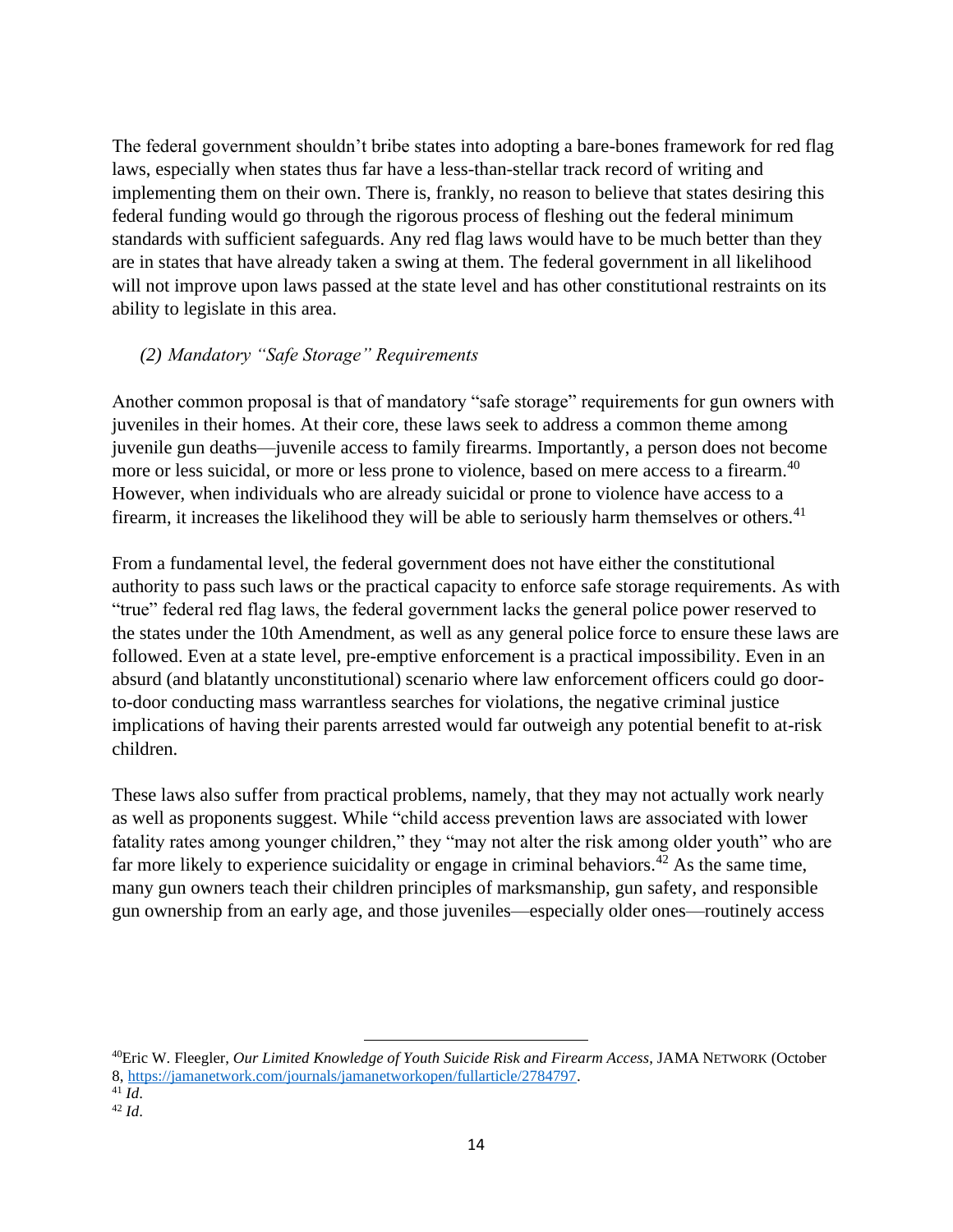The federal government shouldn't bribe states into adopting a bare-bones framework for red flag laws, especially when states thus far have a less-than-stellar track record of writing and implementing them on their own. There is, frankly, no reason to believe that states desiring this federal funding would go through the rigorous process of fleshing out the federal minimum standards with sufficient safeguards. Any red flag laws would have to be much better than they are in states that have already taken a swing at them. The federal government in all likelihood will not improve upon laws passed at the state level and has other constitutional restraints on its ability to legislate in this area.

*(2) Mandatory "Safe Storage" Requirements*

Another common proposal is that of mandatory "safe storage" requirements for gun owners with juveniles in their homes. At their core, these laws seek to address a common theme among juvenile gun deaths—juvenile access to family firearms. Importantly, a person does not become more or less suicidal, or more or less prone to violence, based on mere access to a firearm.[40] However, when individuals who are already suicidal or prone to violence have access to a firearm, it increases the likelihood they will be able to seriously harm themselves or others.[41]

From a fundamental level, the federal government does not have either the constitutional authority to pass such laws or the practical capacity to enforce safe storage requirements. As with "true" federal red flag laws, the federal government lacks the general police power reserved to the states under the 10th Amendment, as well as any general police force to ensure these laws are followed. Even at a state level, pre-emptive enforcement is a practical impossibility. Even in an absurd (and blatantly unconstitutional) scenario where law enforcement officers could go door-to-door conducting mass warrantless searches for violations, the negative criminal justice implications of having their parents arrested would far outweigh any potential benefit to at-risk children.

These laws also suffer from practical problems, namely, that they may not actually work nearly as well as proponents suggest. While "child access prevention laws are associated with lower fatality rates among younger children," they "may not alter the risk among older youth" who are far more likely to experience suicidality or engage in criminal behaviors.[42] As the same time, many gun owners teach their children principles of marksmanship, gun safety, and responsible gun ownership from an early age, and those juveniles—especially older ones—routinely access

---

[40] Eric W. Fleegler, *Our Limited Knowledge of Youth Suicide Risk and Firearm Access*, JAMA NETWORK (October 8, https://jamanetwork.com/journals/jamanetworkopen/fullarticle/2784797.

[41] *Id.*

[42] *Id.*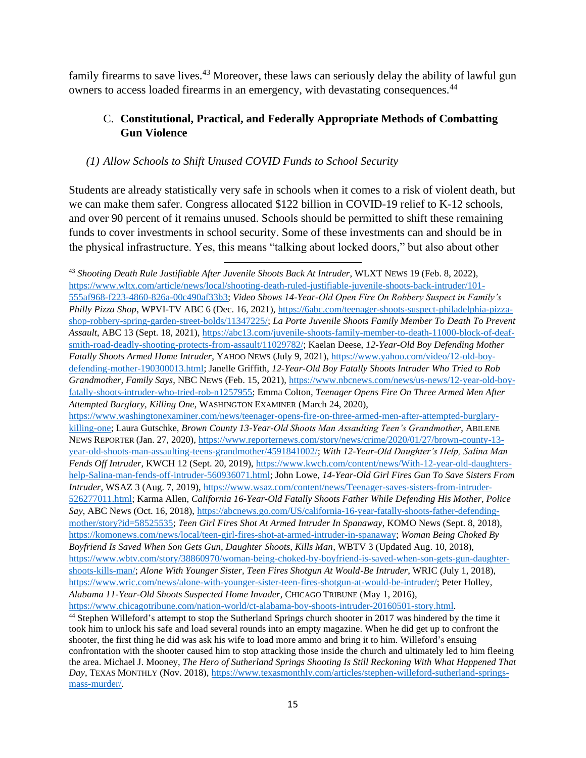family firearms to save lives.[43] Moreover, these laws can seriously delay the ability of lawful gun owners to access loaded firearms in an emergency, with devastating consequences.[44]

### C. **Constitutional, Practical, and Federally Appropriate Methods of Combatting Gun Violence**

#### *(1) Allow Schools to Shift Unused COVID Funds to School Security*

Students are already statistically very safe in schools when it comes to a risk of violent death, but we can make them safer. Congress allocated $122 billion in COVID-19 relief to K-12 schools, and over 90 percent of it remains unused. Schools should be permitted to shift these remaining funds to cover investments in school security. Some of these investments can and should be in the physical infrastructure. Yes, this means "talking about locked doors," but also about other

---

[43] *Shooting Death Rule Justifiable After Juvenile Shoots Back At Intruder*, WLXT NEWS 19 (Feb. 8, 2022), https://www.wltx.com/article/news/local/shooting-death-ruled-justifiable-juvenile-shoots-back-intruder/101-555af968-f223-4860-826a-00c490af33b3; *Video Shows 14-Year-Old Open Fire On Robbery Suspect in Family's Philly Pizza Shop*, WPVI-TV ABC 6 (Dec. 16, 2021), https://6abc.com/teenager-shoots-suspect-philadelphia-pizza-shop-robbery-spring-garden-street-bolds/11347225/; *La Porte Juvenile Shoots Family Member To Death To Prevent Assault*, ABC 13 (Sept. 18, 2021), https://abc13.com/juvenile-shoots-family-member-to-death-11000-block-of-deaf-smith-road-deadly-shooting-protects-from-assault/11029782/; Kaelan Deese, *12-Year-Old Boy Defending Mother Fatally Shoots Armed Home Intruder*, YAHOO NEWS (July 9, 2021), https://www.yahoo.com/video/12-old-boy-defending-mother-190300013.html; Janelle Griffith, *12-Year-Old Boy Fatally Shoots Intruder Who Tried to Rob Grandmother, Family Says*, NBC NEWS (Feb. 15, 2021), https://www.nbcnews.com/news/us-news/12-year-old-boy-fatally-shoots-intruder-who-tried-rob-n1257955; Emma Colton, *Teenager Opens Fire On Three Armed Men After Attempted Burglary, Killing One*, WASHINGTON EXAMINER (March 24, 2020), https://www.washingtonexaminer.com/news/teenager-opens-fire-on-three-armed-men-after-attempted-burglary-killing-one; Laura Gutschke, *Brown County 13-Year-Old Shoots Man Assaulting Teen's Grandmother*, ABILENE NEWS REPORTER (Jan. 27, 2020), https://www.reporternews.com/story/news/crime/2020/01/27/brown-county-13-year-old-shoots-man-assaulting-teens-grandmother/4591841002/; *With 12-Year-Old Daughter's Help, Salina Man Fends Off Intruder*, KWCH 12 (Sept. 20, 2019), https://www.kwch.com/content/news/With-12-year-old-daughters-help-Salina-man-fends-off-intruder-560936071.html; John Lowe, *14-Year-Old Girl Fires Gun To Save Sisters From Intruder*, WSAZ 3 (Aug. 7, 2019), https://www.wsaz.com/content/news/Teenager-saves-sisters-from-intruder-526277011.html; Karma Allen, *California 16-Year-Old Fatally Shoots Father While Defending His Mother, Police Say*, ABC News (Oct. 16, 2018), https://abcnews.go.com/US/california-16-year-fatally-shoots-father-defending-mother/story?id=58525535; *Teen Girl Fires Shot At Armed Intruder In Spanaway*, KOMO News (Sept. 8, 2018), https://komonews.com/news/local/teen-girl-fires-shot-at-armed-intruder-in-spanaway; *Woman Being Choked By Boyfriend Is Saved When Son Gets Gun, Daughter Shoots, Kills Man*, WBTV 3 (Updated Aug. 10, 2018), https://www.wbtv.com/story/38860970/woman-being-choked-by-boyfriend-is-saved-when-son-gets-gun-daughter-shoots-kills-man/; *Alone With Younger Sister, Teen Fires Shotgun At Would-Be Intruder*, WRIC (July 1, 2018), https://www.wric.com/news/alone-with-younger-sister-teen-fires-shotgun-at-would-be-intruder/; Peter Holley, *Alabama 11-Year-Old Shoots Suspected Home Invader*, CHICAGO TRIBUNE (May 1, 2016), https://www.chicagotribune.com/nation-world/ct-alabama-boy-shoots-intruder-20160501-story.html.

[44] Stephen Willeford's attempt to stop the Sutherland Springs church shooter in 2017 was hindered by the time it took him to unlock his safe and load several rounds into an empty magazine. When he did get up to confront the shooter, the first thing he did was ask his wife to load more ammo and bring it to him. Willeford's ensuing confrontation with the shooter caused him to stop attacking those inside the church and ultimately led to him fleeing the area. Michael J. Mooney, *The Hero of Sutherland Springs Shooting Is Still Reckoning With What Happened That Day*, TEXAS MONTHLY (Nov. 2018), https://www.texasmonthly.com/articles/stephen-willeford-sutherland-springs-mass-murder/.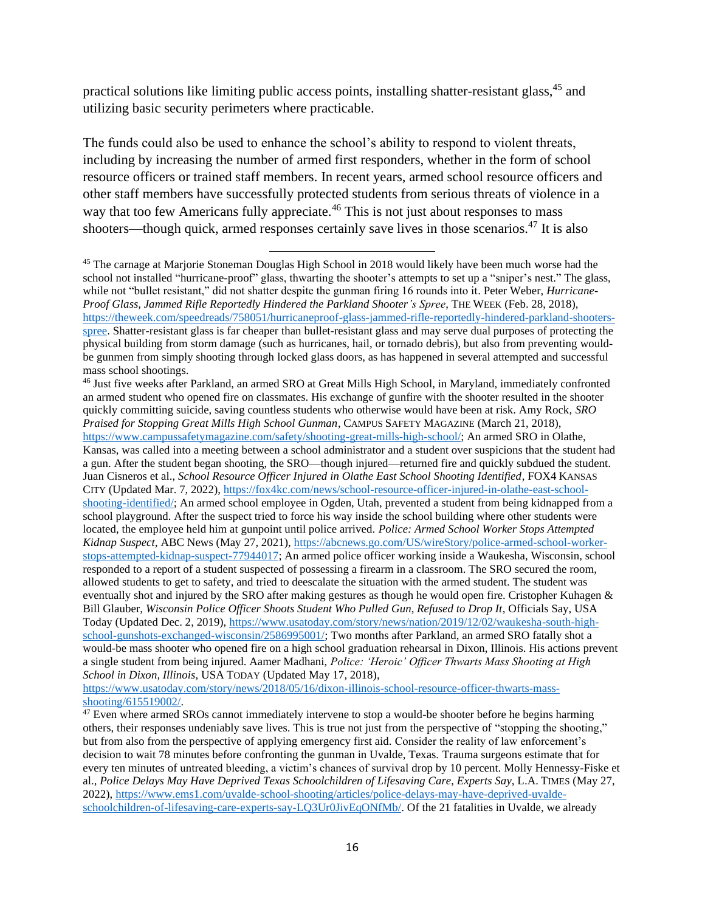practical solutions like limiting public access points, installing shatter-resistant glass,[45] and utilizing basic security perimeters where practicable.

The funds could also be used to enhance the school's ability to respond to violent threats, including by increasing the number of armed first responders, whether in the form of school resource officers or trained staff members. In recent years, armed school resource officers and other staff members have successfully protected students from serious threats of violence in a way that too few Americans fully appreciate.[46] This is not just about responses to mass shooters—though quick, armed responses certainly save lives in those scenarios.[47] It is also

---

[45] The carnage at Marjorie Stoneman Douglas High School in 2018 would likely have been much worse had the school not installed "hurricane-proof" glass, thwarting the shooter's attempts to set up a "sniper's nest." The glass, while not "bullet resistant," did not shatter despite the gunman firing 16 rounds into it. Peter Weber, *Hurricane-Proof Glass, Jammed Rifle Reportedly Hindered the Parkland Shooter's Spree*, THE WEEK (Feb. 28, 2018), https://theweek.com/speedreads/758051/hurricaneproof-glass-jammed-rifle-reportedly-hindered-parkland-shooters-spree. Shatter-resistant glass is far cheaper than bullet-resistant glass and may serve dual purposes of protecting the physical building from storm damage (such as hurricanes, hail, or tornado debris), but also from preventing would-be gunmen from simply shooting through locked glass doors, as has happened in several attempted and successful mass school shootings.

[46] Just five weeks after Parkland, an armed SRO at Great Mills High School, in Maryland, immediately confronted an armed student who opened fire on classmates. His exchange of gunfire with the shooter resulted in the shooter quickly committing suicide, saving countless students who otherwise would have been at risk. Amy Rock, *SRO Praised for Stopping Great Mills High School Gunman*, CAMPUS SAFETY MAGAZINE (March 21, 2018), https://www.campussafetymagazine.com/safety/shooting-great-mills-high-school/; An armed SRO in Olathe, Kansas, was called into a meeting between a school administrator and a student over suspicions that the student had a gun. After the student began shooting, the SRO—though injured—returned fire and quickly subdued the student. Juan Cisneros et al., *School Resource Officer Injured in Olathe East School Shooting Identified*, FOX4 KANSAS CITY (Updated Mar. 7, 2022), https://fox4kc.com/news/school-resource-officer-injured-in-olathe-east-school-shooting-identified/; An armed school employee in Ogden, Utah, prevented a student from being kidnapped from a school playground. After the suspect tried to force his way inside the school building where other students were located, the employee held him at gunpoint until police arrived. *Police: Armed School Worker Stops Attempted Kidnap Suspect*, ABC News (May 27, 2021), https://abcnews.go.com/US/wireStory/police-armed-school-worker-stops-attempted-kidnap-suspect-77944017; An armed police officer working inside a Waukesha, Wisconsin, school responded to a report of a student suspected of possessing a firearm in a classroom. The SRO secured the room, allowed students to get to safety, and tried to deescalate the situation with the armed student. The student was eventually shot and injured by the SRO after making gestures as though he would open fire. Cristopher Kuhagen & Bill Glauber, *Wisconsin Police Officer Shoots Student Who Pulled Gun, Refused to Drop It*, Officials Say, USA Today (Updated Dec. 2, 2019), https://www.usatoday.com/story/news/nation/2019/12/02/waukesha-south-high-school-gunshots-exchanged-wisconsin/2586995001/; Two months after Parkland, an armed SRO fatally shot a would-be mass shooter who opened fire on a high school graduation rehearsal in Dixon, Illinois. His actions prevent a single student from being injured. Aamer Madhani, *Police: 'Heroic' Officer Thwarts Mass Shooting at High School in Dixon, Illinois*, USA TODAY (Updated May 17, 2018), https://www.usatoday.com/story/news/2018/05/16/dixon-illinois-school-resource-officer-thwarts-mass-shooting/615519002/.

[47] Even where armed SROs cannot immediately intervene to stop a would-be shooter before he begins harming others, their responses undeniably save lives. This is true not just from the perspective of "stopping the shooting," but from also from the perspective of applying emergency first aid. Consider the reality of law enforcement's decision to wait 78 minutes before confronting the gunman in Uvalde, Texas. Trauma surgeons estimate that for every ten minutes of untreated bleeding, a victim's chances of survival drop by 10 percent. Molly Hennessy-Fiske et al., *Police Delays May Have Deprived Texas Schoolchildren of Lifesaving Care, Experts Say*, L.A. TIMES (May 27, 2022), https://www.ems1.com/uvalde-school-shooting/articles/police-delays-may-have-deprived-uvalde-schoolchildren-of-lifesaving-care-experts-say-LQ3Ur0JivEqONfMb/. Of the 21 fatalities in Uvalde, we already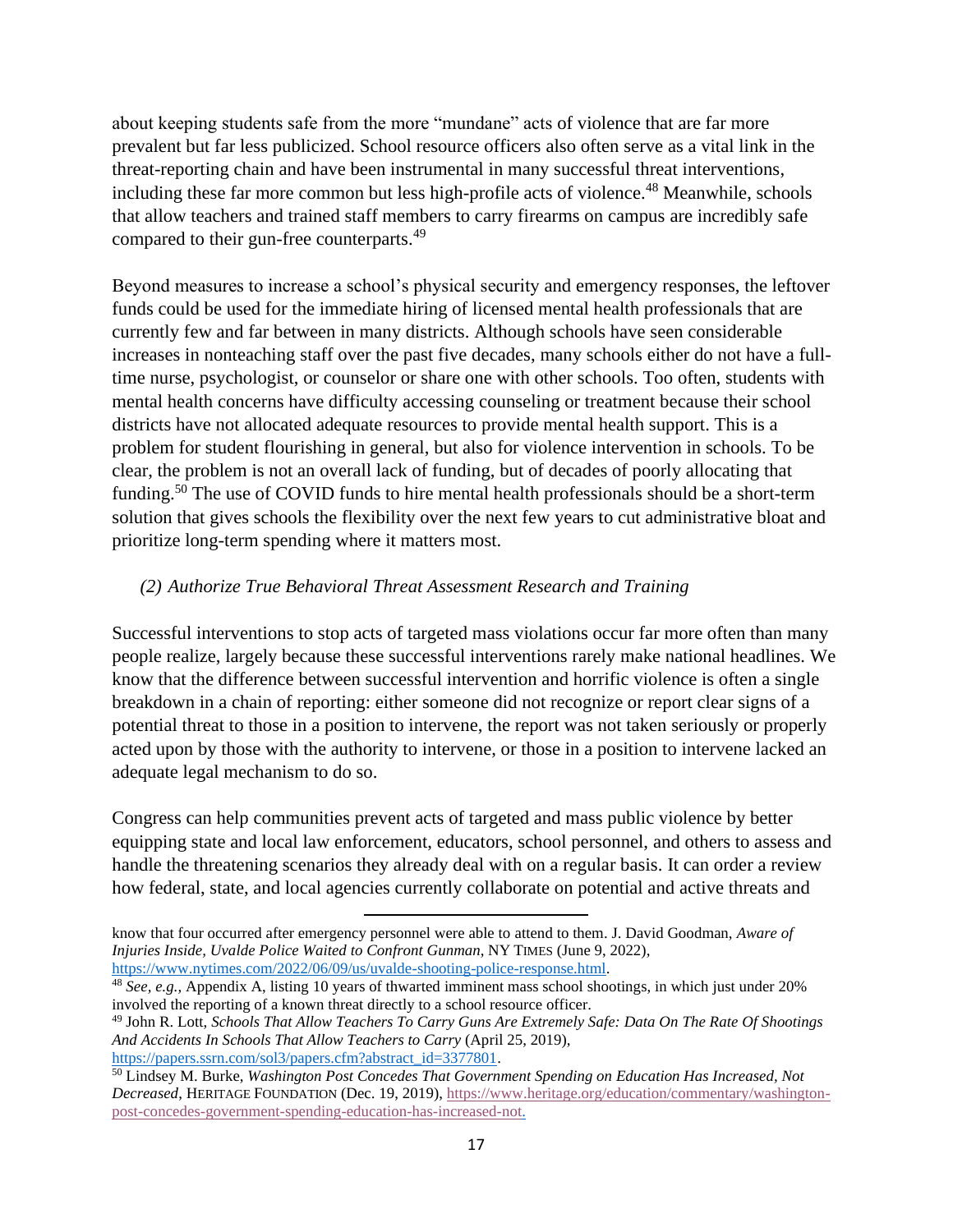about keeping students safe from the more "mundane" acts of violence that are far more prevalent but far less publicized. School resource officers also often serve as a vital link in the threat-reporting chain and have been instrumental in many successful threat interventions, including these far more common but less high-profile acts of violence.[48] Meanwhile, schools that allow teachers and trained staff members to carry firearms on campus are incredibly safe compared to their gun-free counterparts.[49]

Beyond measures to increase a school's physical security and emergency responses, the leftover funds could be used for the immediate hiring of licensed mental health professionals that are currently few and far between in many districts. Although schools have seen considerable increases in nonteaching staff over the past five decades, many schools either do not have a full-time nurse, psychologist, or counselor or share one with other schools. Too often, students with mental health concerns have difficulty accessing counseling or treatment because their school districts have not allocated adequate resources to provide mental health support. This is a problem for student flourishing in general, but also for violence intervention in schools. To be clear, the problem is not an overall lack of funding, but of decades of poorly allocating that funding.[50] The use of COVID funds to hire mental health professionals should be a short-term solution that gives schools the flexibility over the next few years to cut administrative bloat and prioritize long-term spending where it matters most.

*(2) Authorize True Behavioral Threat Assessment Research and Training*

Successful interventions to stop acts of targeted mass violations occur far more often than many people realize, largely because these successful interventions rarely make national headlines. We know that the difference between successful intervention and horrific violence is often a single breakdown in a chain of reporting: either someone did not recognize or report clear signs of a potential threat to those in a position to intervene, the report was not taken seriously or properly acted upon by those with the authority to intervene, or those in a position to intervene lacked an adequate legal mechanism to do so.

Congress can help communities prevent acts of targeted and mass public violence by better equipping state and local law enforcement, educators, school personnel, and others to assess and handle the threatening scenarios they already deal with on a regular basis. It can order a review how federal, state, and local agencies currently collaborate on potential and active threats and

---

know that four occurred after emergency personnel were able to attend to them. J. David Goodman, *Aware of Injuries Inside, Uvalde Police Waited to Confront Gunman*, NY TIMES (June 9, 2022), https://www.nytimes.com/2022/06/09/us/uvalde-shooting-police-response.html.

[48] *See, e.g.,* Appendix A, listing 10 years of thwarted imminent mass school shootings, in which just under 20% involved the reporting of a known threat directly to a school resource officer.

[49] John R. Lott, *Schools That Allow Teachers To Carry Guns Are Extremely Safe: Data On The Rate Of Shootings And Accidents In Schools That Allow Teachers to Carry* (April 25, 2019), https://papers.ssrn.com/sol3/papers.cfm?abstract_id=3377801.

[50] Lindsey M. Burke, *Washington Post Concedes That Government Spending on Education Has Increased, Not Decreased*, HERITAGE FOUNDATION (Dec. 19, 2019), https://www.heritage.org/education/commentary/washington-post-concedes-government-spending-education-has-increased-not.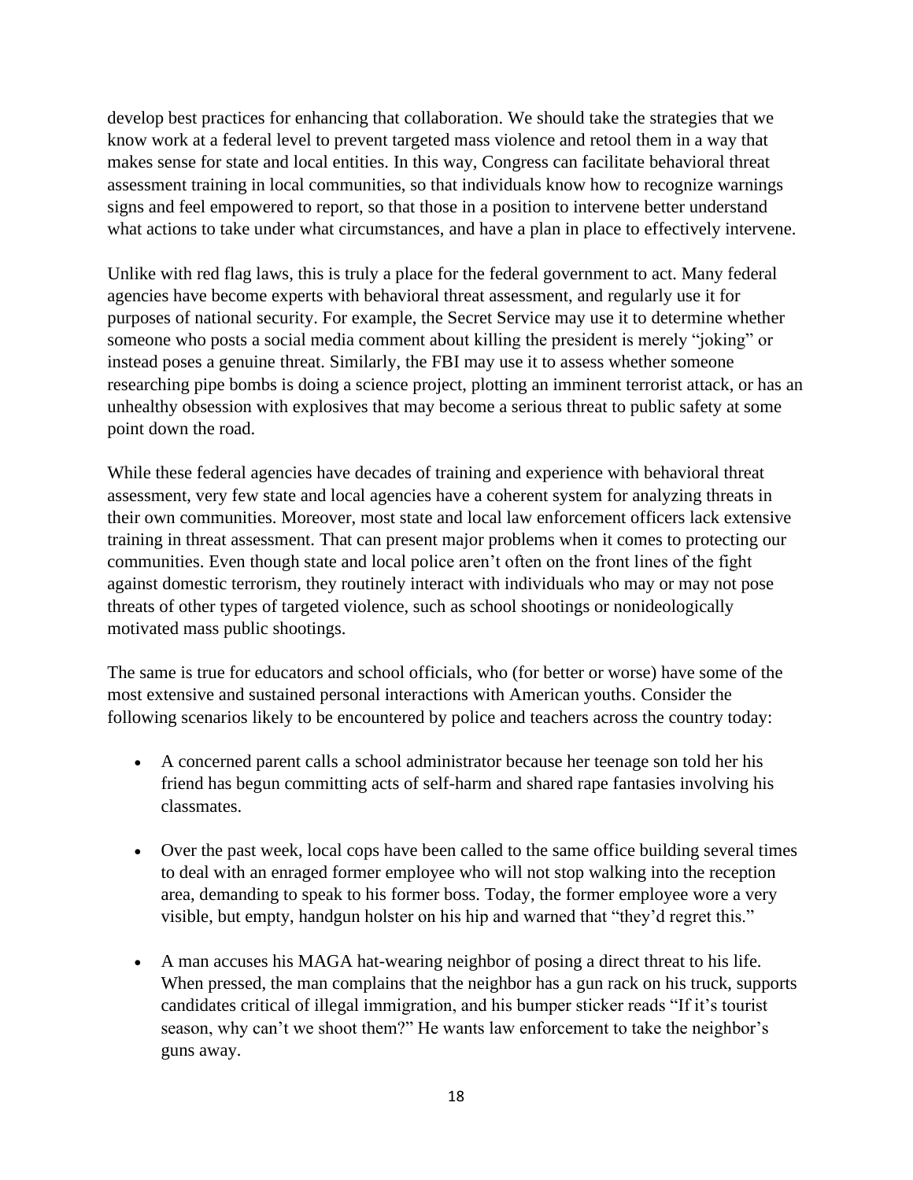develop best practices for enhancing that collaboration. We should take the strategies that we know work at a federal level to prevent targeted mass violence and retool them in a way that makes sense for state and local entities. In this way, Congress can facilitate behavioral threat assessment training in local communities, so that individuals know how to recognize warnings signs and feel empowered to report, so that those in a position to intervene better understand what actions to take under what circumstances, and have a plan in place to effectively intervene.

Unlike with red flag laws, this is truly a place for the federal government to act. Many federal agencies have become experts with behavioral threat assessment, and regularly use it for purposes of national security. For example, the Secret Service may use it to determine whether someone who posts a social media comment about killing the president is merely "joking" or instead poses a genuine threat. Similarly, the FBI may use it to assess whether someone researching pipe bombs is doing a science project, plotting an imminent terrorist attack, or has an unhealthy obsession with explosives that may become a serious threat to public safety at some point down the road.

While these federal agencies have decades of training and experience with behavioral threat assessment, very few state and local agencies have a coherent system for analyzing threats in their own communities. Moreover, most state and local law enforcement officers lack extensive training in threat assessment. That can present major problems when it comes to protecting our communities. Even though state and local police aren't often on the front lines of the fight against domestic terrorism, they routinely interact with individuals who may or may not pose threats of other types of targeted violence, such as school shootings or nonideologically motivated mass public shootings.

The same is true for educators and school officials, who (for better or worse) have some of the most extensive and sustained personal interactions with American youths. Consider the following scenarios likely to be encountered by police and teachers across the country today:

- A concerned parent calls a school administrator because her teenage son told her his friend has begun committing acts of self-harm and shared rape fantasies involving his classmates.

- Over the past week, local cops have been called to the same office building several times to deal with an enraged former employee who will not stop walking into the reception area, demanding to speak to his former boss. Today, the former employee wore a very visible, but empty, handgun holster on his hip and warned that "they'd regret this."

- A man accuses his MAGA hat-wearing neighbor of posing a direct threat to his life. When pressed, the man complains that the neighbor has a gun rack on his truck, supports candidates critical of illegal immigration, and his bumper sticker reads "If it's tourist season, why can't we shoot them?" He wants law enforcement to take the neighbor's guns away.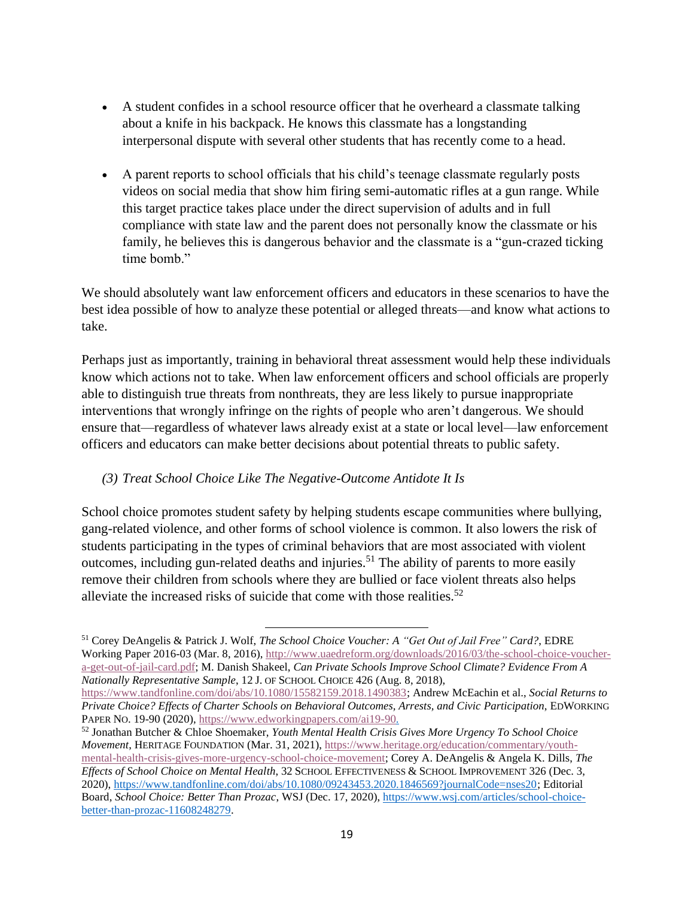- A student confides in a school resource officer that he overheard a classmate talking about a knife in his backpack. He knows this classmate has a longstanding interpersonal dispute with several other students that has recently come to a head.

- A parent reports to school officials that his child's teenage classmate regularly posts videos on social media that show him firing semi-automatic rifles at a gun range. While this target practice takes place under the direct supervision of adults and in full compliance with state law and the parent does not personally know the classmate or his family, he believes this is dangerous behavior and the classmate is a "gun-crazed ticking time bomb."

We should absolutely want law enforcement officers and educators in these scenarios to have the best idea possible of how to analyze these potential or alleged threats—and know what actions to take.

Perhaps just as importantly, training in behavioral threat assessment would help these individuals know which actions not to take. When law enforcement officers and school officials are properly able to distinguish true threats from nonthreats, they are less likely to pursue inappropriate interventions that wrongly infringe on the rights of people who aren't dangerous. We should ensure that—regardless of whatever laws already exist at a state or local level—law enforcement officers and educators can make better decisions about potential threats to public safety.

*(3) Treat School Choice Like The Negative-Outcome Antidote It Is*

School choice promotes student safety by helping students escape communities where bullying, gang-related violence, and other forms of school violence is common. It also lowers the risk of students participating in the types of criminal behaviors that are most associated with violent outcomes, including gun-related deaths and injuries.[51] The ability of parents to more easily remove their children from schools where they are bullied or face violent threats also helps alleviate the increased risks of suicide that come with those realities.[52]

---

[51] Corey DeAngelis & Patrick J. Wolf, *The School Choice Voucher: A "Get Out of Jail Free" Card?*, EDRE Working Paper 2016-03 (Mar. 8, 2016), http://www.uaedreform.org/downloads/2016/03/the-school-choice-voucher-a-get-out-of-jail-card.pdf; M. Danish Shakeel, *Can Private Schools Improve School Climate? Evidence From A Nationally Representative Sample*, 12 J. OF SCHOOL CHOICE 426 (Aug. 8, 2018), https://www.tandfonline.com/doi/abs/10.1080/15582159.2018.1490383; Andrew McEachin et al., *Social Returns to Private Choice? Effects of Charter Schools on Behavioral Outcomes, Arrests, and Civic Participation*, EDWORKING PAPER NO. 19-90 (2020), https://www.edworkingpapers.com/ai19-90.

[52] Jonathan Butcher & Chloe Shoemaker, *Youth Mental Health Crisis Gives More Urgency To School Choice Movement*, HERITAGE FOUNDATION (Mar. 31, 2021), https://www.heritage.org/education/commentary/youth-mental-health-crisis-gives-more-urgency-school-choice-movement; Corey A. DeAngelis & Angela K. Dills, *The Effects of School Choice on Mental Health*, 32 SCHOOL EFFECTIVENESS & SCHOOL IMPROVEMENT 326 (Dec. 3, 2020), https://www.tandfonline.com/doi/abs/10.1080/09243453.2020.1846569?journalCode=nses20; Editorial Board, *School Choice: Better Than Prozac*, WSJ (Dec. 17, 2020), https://www.wsj.com/articles/school-choice-better-than-prozac-11608248279.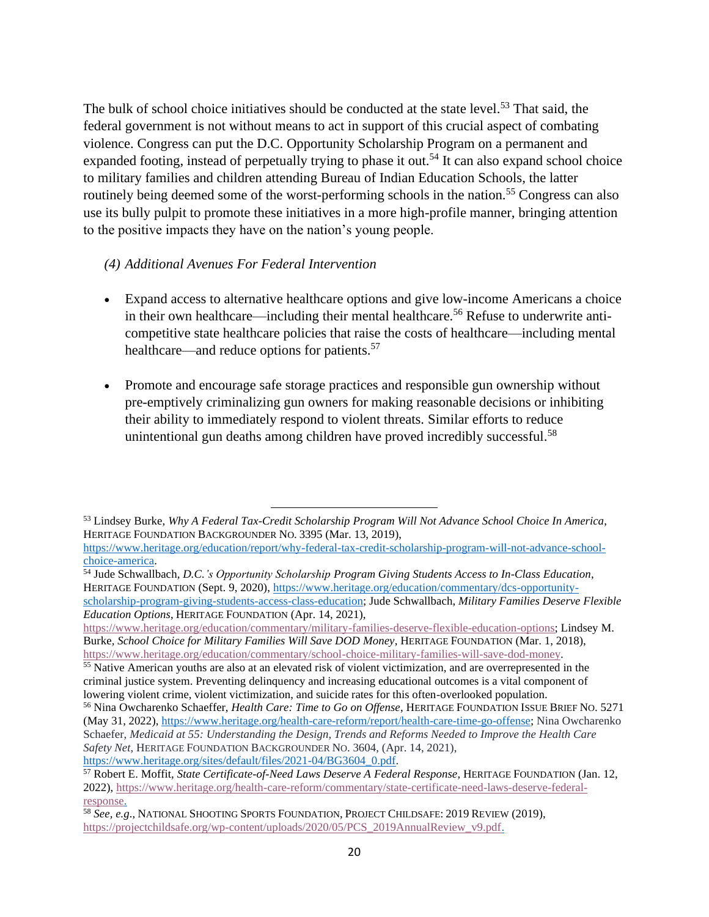The bulk of school choice initiatives should be conducted at the state level.[53] That said, the federal government is not without means to act in support of this crucial aspect of combating violence. Congress can put the D.C. Opportunity Scholarship Program on a permanent and expanded footing, instead of perpetually trying to phase it out.[54] It can also expand school choice to military families and children attending Bureau of Indian Education Schools, the latter routinely being deemed some of the worst-performing schools in the nation.[55] Congress can also use its bully pulpit to promote these initiatives in a more high-profile manner, bringing attention to the positive impacts they have on the nation's young people.

*(4) Additional Avenues For Federal Intervention*

- Expand access to alternative healthcare options and give low-income Americans a choice in their own healthcare—including their mental healthcare.[56] Refuse to underwrite anti-competitive state healthcare policies that raise the costs of healthcare—including mental healthcare—and reduce options for patients.[57]

- Promote and encourage safe storage practices and responsible gun ownership without pre-emptively criminalizing gun owners for making reasonable decisions or inhibiting their ability to immediately respond to violent threats. Similar efforts to reduce unintentional gun deaths among children have proved incredibly successful.[58]

---

[53] Lindsey Burke, *Why A Federal Tax-Credit Scholarship Program Will Not Advance School Choice In America*, HERITAGE FOUNDATION BACKGROUNDER NO. 3395 (Mar. 13, 2019), https://www.heritage.org/education/report/why-federal-tax-credit-scholarship-program-will-not-advance-school-choice-america.

[54] Jude Schwallbach, *D.C.'s Opportunity Scholarship Program Giving Students Access to In-Class Education*, HERITAGE FOUNDATION (Sept. 9, 2020), https://www.heritage.org/education/commentary/dcs-opportunity-scholarship-program-giving-students-access-class-education; Jude Schwallbach, *Military Families Deserve Flexible Education Options*, HERITAGE FOUNDATION (Apr. 14, 2021), https://www.heritage.org/education/commentary/military-families-deserve-flexible-education-options; Lindsey M. Burke, *School Choice for Military Families Will Save DOD Money*, HERITAGE FOUNDATION (Mar. 1, 2018), https://www.heritage.org/education/commentary/school-choice-military-families-will-save-dod-money.

[55] Native American youths are also at an elevated risk of violent victimization, and are overrepresented in the criminal justice system. Preventing delinquency and increasing educational outcomes is a vital component of lowering violent crime, violent victimization, and suicide rates for this often-overlooked population.

[56] Nina Owcharenko Schaeffer, *Health Care: Time to Go on Offense*, HERITAGE FOUNDATION ISSUE BRIEF NO. 5271 (May 31, 2022), https://www.heritage.org/health-care-reform/report/health-care-time-go-offense; Nina Owcharenko Schaefer, *Medicaid at 55: Understanding the Design, Trends and Reforms Needed to Improve the Health Care Safety Net*, HERITAGE FOUNDATION BACKGROUNDER NO. 3604, (Apr. 14, 2021), https://www.heritage.org/sites/default/files/2021-04/BG3604_0.pdf.

[57] Robert E. Moffit, *State Certificate-of-Need Laws Deserve A Federal Response*, HERITAGE FOUNDATION (Jan. 12, 2022), https://www.heritage.org/health-care-reform/commentary/state-certificate-need-laws-deserve-federal-response.

[58] *See, e.g.*, NATIONAL SHOOTING SPORTS FOUNDATION, PROJECT CHILDSAFE: 2019 REVIEW (2019), https://projectchildsafe.org/wp-content/uploads/2020/05/PCS_2019AnnualReview_v9.pdf.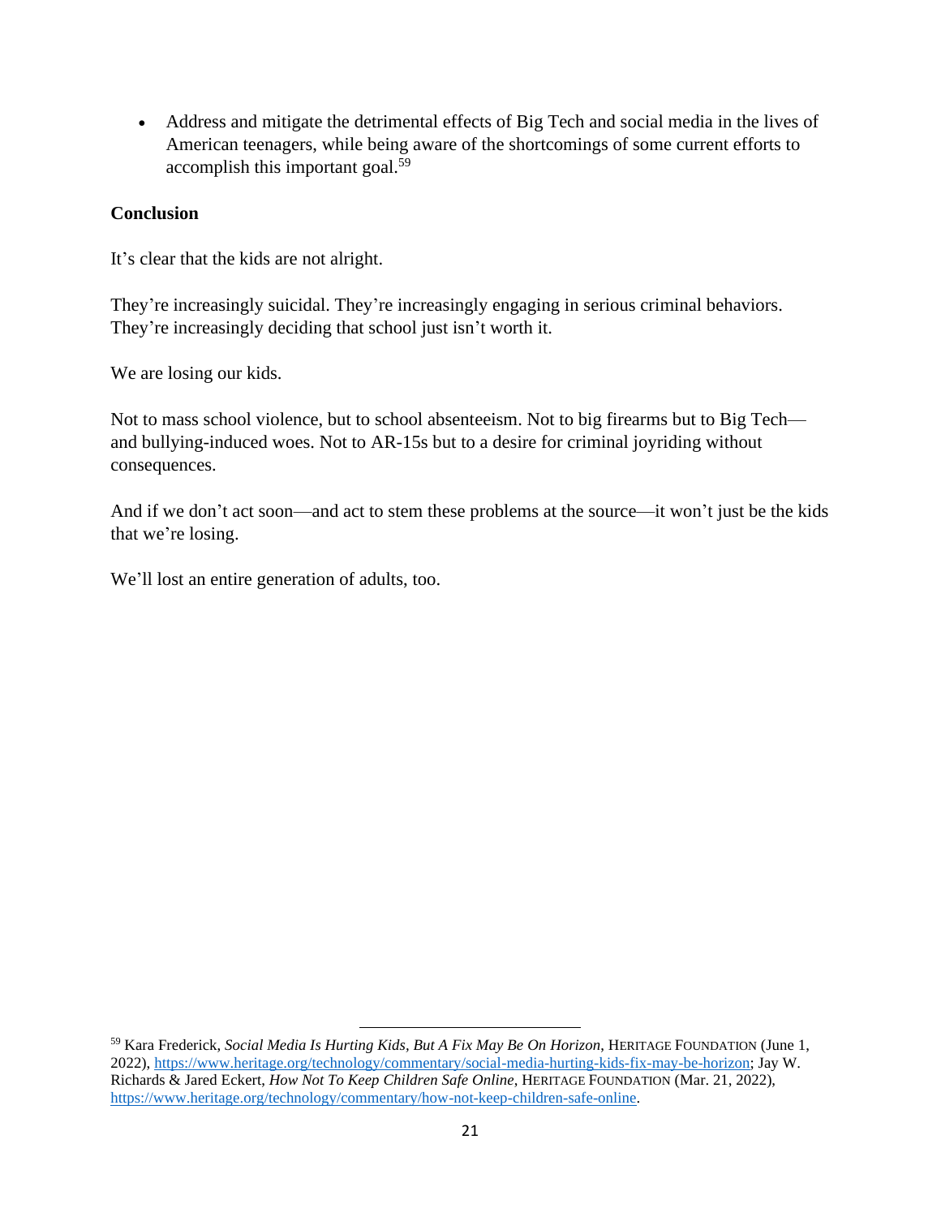- Address and mitigate the detrimental effects of Big Tech and social media in the lives of American teenagers, while being aware of the shortcomings of some current efforts to accomplish this important goal.[59]

**Conclusion**

It's clear that the kids are not alright.

They're increasingly suicidal. They're increasingly engaging in serious criminal behaviors. They're increasingly deciding that school just isn't worth it.

We are losing our kids.

Not to mass school violence, but to school absenteeism. Not to big firearms but to Big Tech—and bullying-induced woes. Not to AR-15s but to a desire for criminal joyriding without consequences.

And if we don't act soon—and act to stem these problems at the source—it won't just be the kids that we're losing.

We'll lost an entire generation of adults, too.

---

[59] Kara Frederick, *Social Media Is Hurting Kids, But A Fix May Be On Horizon*, HERITAGE FOUNDATION (June 1, 2022), https://www.heritage.org/technology/commentary/social-media-hurting-kids-fix-may-be-horizon; Jay W. Richards & Jared Eckert, *How Not To Keep Children Safe Online*, HERITAGE FOUNDATION (Mar. 21, 2022), https://www.heritage.org/technology/commentary/how-not-keep-children-safe-online.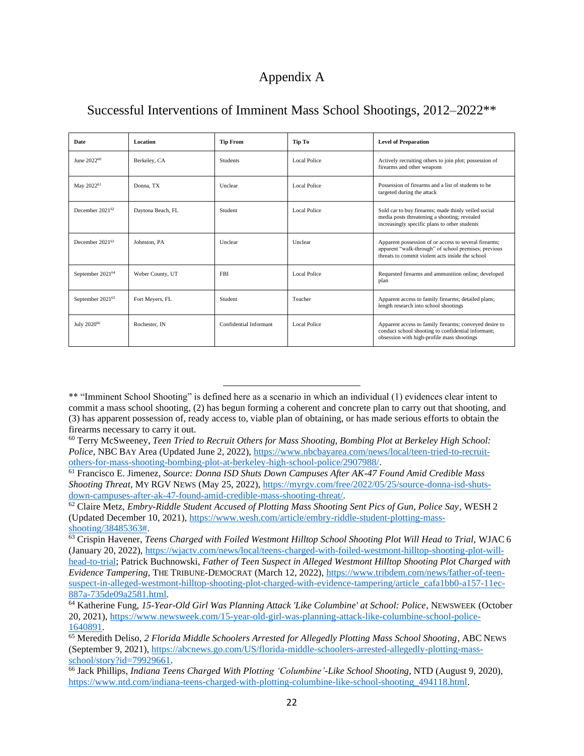# Appendix A

## Successful Interventions of Imminent Mass School Shootings, 2012–2022**

| Date | Location | Tip From | Tip To | Level of Preparation |
|---|---|---|---|---|
| June 2022[60] | Berkeley, CA | Students | Local Police | Actively recruiting others to join plot; possession of firearms and other weapons |
| May 2022[61] | Donna, TX | Unclear | Local Police | Possession of firearms and a list of students to be targeted during the attack |
| December 2021[62] | Daytona Beach, FL | Student | Local Police | Sold car to buy firearms; made thinly veiled social media posts threatening a shooting; revealed increasingly specific plans to other students |
| December 2021[63] | Johnston, PA | Unclear | Unclear | Apparent possession of or access to several firearms; apparent "walk-through" of school premises; previous threats to commit violent acts inside the school |
| September 2021[64] | Weber County, UT | FBI | Local Police | Requested firearms and ammunition online; developed plan |
| September 2021[65] | Fort Meyers, FL | Student | Teacher | Apparent access to family firearms; detailed plans; length research into school shootings |
| July 2020[66] | Rochester, IN | Confidential Informant | Local Police | Apparent access to family firearms; conveyed desire to conduct school shooting to confidential informant; obsession with high-profile mass shootings |

---

** "Imminent School Shooting" is defined here as a scenario in which an individual (1) evidences clear intent to commit a mass school shooting, (2) has begun forming a coherent and concrete plan to carry out that shooting, and (3) has apparent possession of, ready access to, viable plan of obtaining, or has made serious efforts to obtain the firearms necessary to carry it out.

[60] Terry McSweeney, *Teen Tried to Recruit Others for Mass Shooting, Bombing Plot at Berkeley High School: Police*, NBC BAY Area (Updated June 2, 2022), https://www.nbcbayarea.com/news/local/teen-tried-to-recruit-others-for-mass-shooting-bombing-plot-at-berkeley-high-school-police/2907988/.

[61] Francisco E. Jimenez, *Source: Donna ISD Shuts Down Campuses After AK-47 Found Amid Credible Mass Shooting Threat*, MY RGV NEWS (May 25, 2022), https://myrgv.com/free/2022/05/25/source-donna-isd-shuts-down-campuses-after-ak-47-found-amid-credible-mass-shooting-threat/.

[62] Claire Metz, *Embry-Riddle Student Accused of Plotting Mass Shooting Sent Pics of Gun, Police Say*, WESH 2 (Updated December 10, 2021), https://www.wesh.com/article/embry-riddle-student-plotting-mass-shooting/38485363#.

[63] Crispin Havener, *Teens Charged with Foiled Westmont Hilltop School Shooting Plot Will Head to Trial,* WJAC 6 (January 20, 2022), https://wjactv.com/news/local/teens-charged-with-foiled-westmont-hilltop-shooting-plot-will-head-to-trial; Patrick Buchnowski, *Father of Teen Suspect in Alleged Westmont Hilltop Shooting Plot Charged with Evidence Tampering,* THE TRIBUNE-DEMOCRAT (March 12, 2022), https://www.tribdem.com/news/father-of-teen-suspect-in-alleged-westmont-hilltop-shooting-plot-charged-with-evidence-tampering/article_cafa1bb0-a157-11ec-887a-735de09a2581.html.

[64] Katherine Fung, *15-Year-Old Girl Was Planning Attack 'Like Columbine' at School: Police*, NEWSWEEK (October 20, 2021), https://www.newsweek.com/15-year-old-girl-was-planning-attack-like-columbine-school-police-1640891.

[65] Meredith Deliso, *2 Florida Middle Schoolers Arrested for Allegedly Plotting Mass School Shooting*, ABC NEWS (September 9, 2021), https://abcnews.go.com/US/florida-middle-schoolers-arrested-allegedly-plotting-mass-school/story?id=79929661.

[66] Jack Phillips, *Indiana Teens Charged With Plotting 'Columbine'-Like School Shooting*, NTD (August 9, 2020), https://www.ntd.com/indiana-teens-charged-with-plotting-columbine-like-school-shooting_494118.html.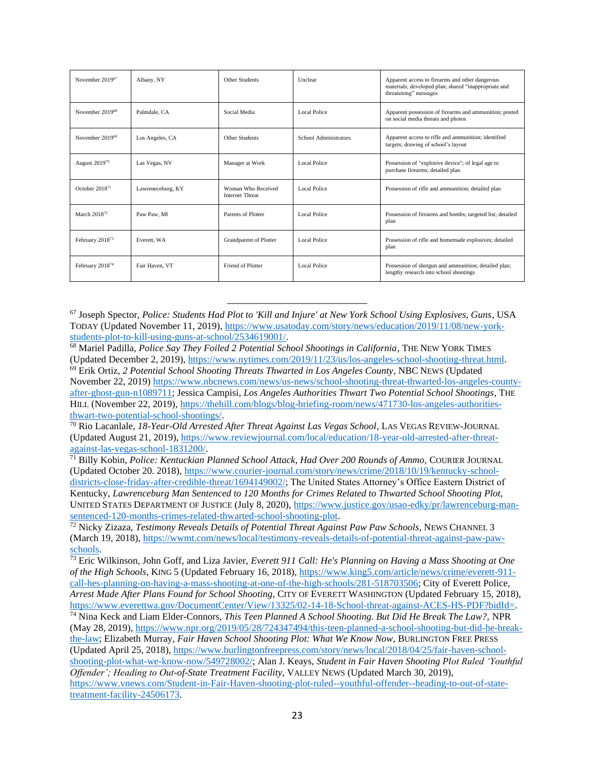| | | | | |
|---|---|---|---|---|
| November 2019[67] | Albany, NY | Other Students | Unclear | Apparent access to firearms and other dangerous materials; developed plan; shared "inappropriate and threatening" messages |
| November 2019[68] | Palmdale, CA | Social Media | Local Police | Apparent possession of firearms and ammunition; posted on social media threats and photos |
| November 2019[69] | Los Angeles, CA | Other Students | School Administrators | Apparent access to rifle and ammunition; identified targets; drawing of school's layout |
| August 2019[70] | Las Vegas, NV | Manager at Work | Local Police | Possession of "explosive device"; of legal age to purchase firearms; detailed plan |
| October 2018[71] | Lawreneceburg, KY | Woman Who Received Internet Threat | Local Police | Possession of rifle and ammunition; detailed plan |
| March 2018[72] | Paw Paw, MI | Parents of Plotter | Local Police | Possession of firearms and bombs; targeted list; detailed plan |
| February 2018[73] | Everett, WA | Grandparent of Plotter | Local Police | Possession of rifle and homemade explosives; detailed plan |
| February 2018[74] | Fair Haven, VT | Friend of Plotter | Local Police | Possession of shotgun and ammunition; detailed plan; lengthy research into school shootings |

---

[67] Joseph Spector, *Police: Students Had Plot to 'Kill and Injure' at New York School Using Explosives, Guns*, USA TODAY (Updated November 11, 2019), https://www.usatoday.com/story/news/education/2019/11/08/new-york-students-plot-to-kill-using-guns-at-school/2534619001/.

[68] Mariel Padilla, *Police Say They Foiled 2 Potential School Shootings in California*, THE NEW YORK TIMES (Updated December 2, 2019), https://www.nytimes.com/2019/11/23/us/los-angeles-school-shooting-threat.html.

[69] Erik Ortiz, *2 Potential School Shooting Threats Thwarted in Los Angeles County*, NBC NEWS (Updated November 22, 2019) https://www.nbcnews.com/news/us-news/school-shooting-threat-thwarted-los-angeles-county-after-ghost-gun-n1089711; Jessica Campisi, *Los Angeles Authorities Thwart Two Potential School Shootings*, THE HILL (November 22, 2019), https://thehill.com/blogs/blog-briefing-room/news/471730-los-angeles-authorities-thwart-two-potential-school-shootings/.

[70] Rio Lacanlale, *18-Year-Old Arrested After Threat Against Las Vegas School*, LAS VEGAS REVIEW-JOURNAL (Updated August 21, 2019), https://www.reviewjournal.com/local/education/18-year-old-arrested-after-threat-against-las-vegas-school-1831200/.

[71] Billy Kobin, *Police: Kentuckian Planned School Attack, Had Over 200 Rounds of Ammo,* COURIER JOURNAL (Updated October 20. 2018), https://www.courier-journal.com/story/news/crime/2018/10/19/kentucky-school-districts-close-friday-after-credible-threat/1694149002/; The United States Attorney's Office Eastern District of Kentucky, *Lawrenceburg Man Sentenced to 120 Months for Crimes Related to Thwarted School Shooting Plot*, UNITED STATES DEPARTMENT OF JUSTICE (July 8, 2020), https://www.justice.gov/usao-edky/pr/lawrenceburg-man-sentenced-120-months-crimes-related-thwarted-school-shooting-plot.

[72] Nicky Zizaza, *Testimony Reveals Details of Potential Threat Against Paw Paw Schools*, NEWS CHANNEL 3 (March 19, 2018), https://wwmt.com/news/local/testimony-reveals-details-of-potential-threat-against-paw-paw-schools.

[73] Eric Wilkinson, John Goff, and Liza Javier, *Everett 911 Call: He's Planning on Having a Mass Shooting at One of the High Schools*, KING 5 (Updated February 16, 2018), https://www.king5.com/article/news/crime/everett-911-call-hes-planning-on-having-a-mass-shooting-at-one-of-the-high-schools/281-518703506; City of Everett Police, *Arrest Made After Plans Found for School Shooting*, CITY OF EVERETT WASHINGTON (Updated February 15, 2018), https://www.everettwa.gov/DocumentCenter/View/13325/02-14-18-School-threat-against-ACES-HS-PDF?bidId=.

[74] Nina Keck and Liam Elder-Connors, *This Teen Planned A School Shooting. But Did He Break The Law?*, NPR (May 28, 2019), https://www.npr.org/2019/05/28/724347494/this-teen-planned-a-school-shooting-but-did-he-break-the-law; Elizabeth Murray, *Fair Haven School Shooting Plot: What We Know Now*, BURLINGTON FREE PRESS (Updated April 25, 2018), https://www.burlingtonfreepress.com/story/news/local/2018/04/25/fair-haven-school-shooting-plot-what-we-know-now/549728002/; Alan J. Keays, *Student in Fair Haven Shooting Plot Ruled 'Youthful Offender'; Heading to Out-of-State Treatment Facility*, VALLEY NEWS (Updated March 30, 2019), https://www.vnews.com/Student-in-Fair-Haven-shooting-plot-ruled--youthful-offender--heading-to-out-of-state-treatment-facility-24506173.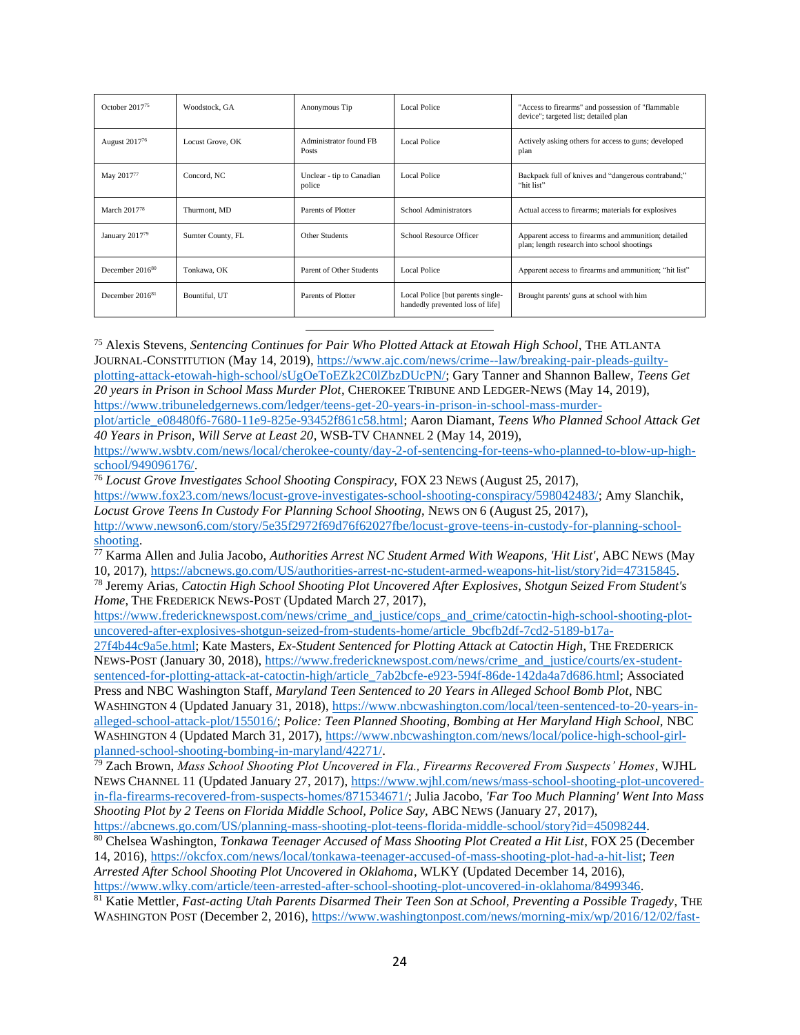| | | | | |
|---|---|---|---|---|
| October 2017[75] | Woodstock, GA | Anonymous Tip | Local Police | "Access to firearms" and possession of "flammable device"; targeted list; detailed plan |
| August 2017[76] | Locust Grove, OK | Administrator found FB Posts | Local Police | Actively asking others for access to guns; developed plan |
| May 2017[77] | Concord, NC | Unclear - tip to Canadian police | Local Police | Backpack full of knives and "dangerous contraband;" "hit list" |
| March 2017[78] | Thurmont, MD | Parents of Plotter | School Administrators | Actual access to firearms; materials for explosives |
| January 2017[79] | Sumter County, FL | Other Students | School Resource Officer | Apparent access to firearms and ammunition; detailed plan; length research into school shootings |
| December 2016[80] | Tonkawa, OK | Parent of Other Students | Local Police | Apparent access to firearms and ammunition; "hit list" |
| December 2016[81] | Bountiful, UT | Parents of Plotter | Local Police [but parents single-handedly prevented loss of life] | Brought parents' guns at school with him |

---

[75] Alexis Stevens, *Sentencing Continues for Pair Who Plotted Attack at Etowah High School*, THE ATLANTA JOURNAL-CONSTITUTION (May 14, 2019), https://www.ajc.com/news/crime--law/breaking-pair-pleads-guilty-plotting-attack-etowah-high-school/sUgOeToEZk2C0lZbzDUcPN/; Gary Tanner and Shannon Ballew, *Teens Get 20 years in Prison in School Mass Murder Plot*, CHEROKEE TRIBUNE AND LEDGER-NEWS (May 14, 2019), https://www.tribuneledgernews.com/ledger/teens-get-20-years-in-prison-in-school-mass-murder-plot/article_e08480f6-7680-11e9-825e-93452f861c58.html; Aaron Diamant, *Teens Who Planned School Attack Get 40 Years in Prison, Will Serve at Least 20*, WSB-TV CHANNEL 2 (May 14, 2019), https://www.wsbtv.com/news/local/cherokee-county/day-2-of-sentencing-for-teens-who-planned-to-blow-up-high-school/949096176/.

[76] *Locust Grove Investigates School Shooting Conspiracy*, FOX 23 NEWS (August 25, 2017), https://www.fox23.com/news/locust-grove-investigates-school-shooting-conspiracy/598042483/; Amy Slanchik, *Locust Grove Teens In Custody For Planning School Shooting*, NEWS ON 6 (August 25, 2017), http://www.newson6.com/story/5e35f2972f69d76f62027fbe/locust-grove-teens-in-custody-for-planning-school-shooting.

[77] Karma Allen and Julia Jacobo, *Authorities Arrest NC Student Armed With Weapons, 'Hit List'*, ABC NEWS (May 10, 2017), https://abcnews.go.com/US/authorities-arrest-nc-student-armed-weapons-hit-list/story?id=47315845.

[78] Jeremy Arias, *Catoctin High School Shooting Plot Uncovered After Explosives, Shotgun Seized From Student's Home*, THE FREDERICK NEWS-POST (Updated March 27, 2017), https://www.fredericknewspost.com/news/crime_and_justice/cops_and_crime/catoctin-high-school-shooting-plot-uncovered-after-explosives-shotgun-seized-from-students-home/article_9bcfb2df-7cd2-5189-b17a-27f4b44c9a5e.html; Kate Masters, *Ex-Student Sentenced for Plotting Attack at Catoctin High*, THE FREDERICK NEWS-POST (January 30, 2018), https://www.fredericknewspost.com/news/crime_and_justice/courts/ex-student-sentenced-for-plotting-attack-at-catoctin-high/article_7ab2bcfe-e923-594f-86de-142da4a7d686.html; Associated Press and NBC Washington Staff, *Maryland Teen Sentenced to 20 Years in Alleged School Bomb Plot*, NBC WASHINGTON 4 (Updated January 31, 2018), https://www.nbcwashington.com/local/teen-sentenced-to-20-years-in-alleged-school-attack-plot/155016/; *Police: Teen Planned Shooting, Bombing at Her Maryland High School*, NBC WASHINGTON 4 (Updated March 31, 2017), https://www.nbcwashington.com/news/local/police-high-school-girl-planned-school-shooting-bombing-in-maryland/42271/.

[79] Zach Brown, *Mass School Shooting Plot Uncovered in Fla., Firearms Recovered From Suspects' Homes*, WJHL NEWS CHANNEL 11 (Updated January 27, 2017), https://www.wjhl.com/news/mass-school-shooting-plot-uncovered-in-fla-firearms-recovered-from-suspects-homes/871534671/; Julia Jacobo, *'Far Too Much Planning' Went Into Mass Shooting Plot by 2 Teens on Florida Middle School, Police Say*, ABC NEWS (January 27, 2017), https://abcnews.go.com/US/planning-mass-shooting-plot-teens-florida-middle-school/story?id=45098244.

[80] Chelsea Washington, *Tonkawa Teenager Accused of Mass Shooting Plot Created a Hit List*, FOX 25 (December 14, 2016), https://okcfox.com/news/local/tonkawa-teenager-accused-of-mass-shooting-plot-had-a-hit-list; *Teen Arrested After School Shooting Plot Uncovered in Oklahoma*, WLKY (Updated December 14, 2016), https://www.wlky.com/article/teen-arrested-after-school-shooting-plot-uncovered-in-oklahoma/8499346.

[81] Katie Mettler, *Fast-acting Utah Parents Disarmed Their Teen Son at School, Preventing a Possible Tragedy*, THE WASHINGTON POST (December 2, 2016), https://www.washingtonpost.com/news/morning-mix/wp/2016/12/02/fast-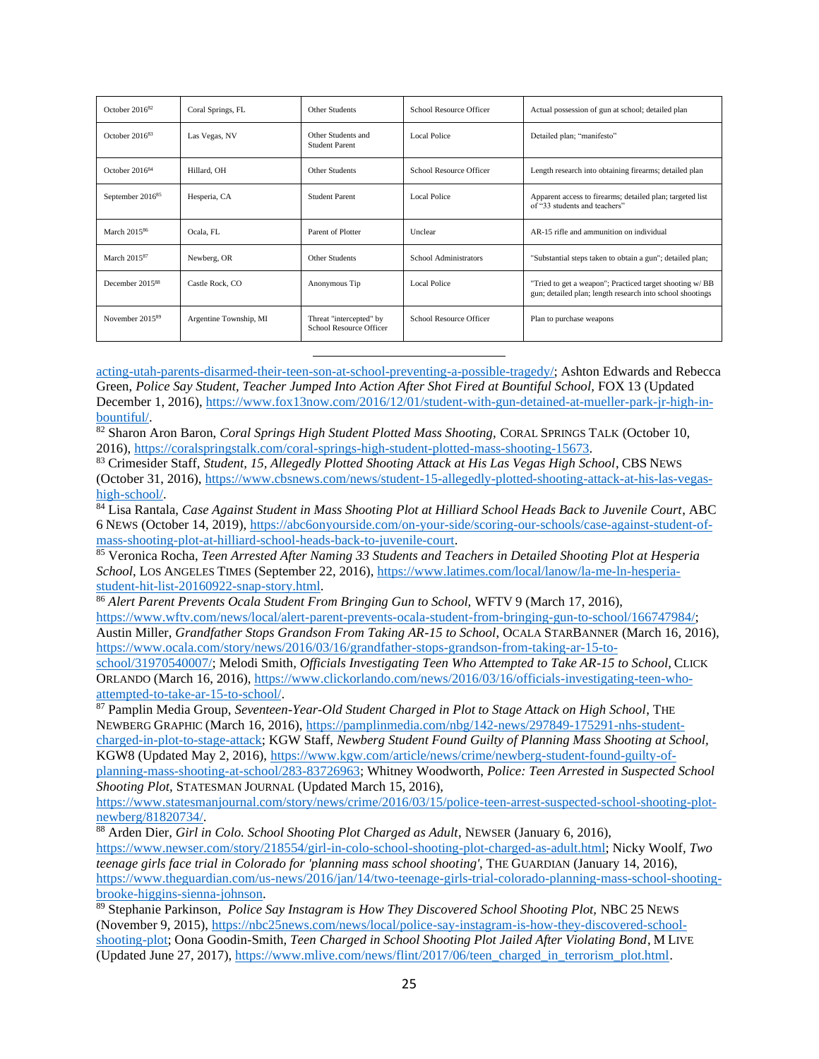| | | | | |
|---|---|---|---|---|
| October 2016[82] | Coral Springs, FL | Other Students | School Resource Officer | Actual possession of gun at school; detailed plan |
| October 2016[83] | Las Vegas, NV | Other Students and Student Parent | Local Police | Detailed plan; "manifesto" |
| October 2016[84] | Hillard, OH | Other Students | School Resource Officer | Length research into obtaining firearms; detailed plan |
| September 2016[85] | Hesperia, CA | Student Parent | Local Police | Apparent access to firearms; detailed plan; targeted list of "33 students and teachers" |
| March 2015[86] | Ocala, FL | Parent of Plotter | Unclear | AR-15 rifle and ammunition on individual |
| March 2015[87] | Newberg, OR | Other Students | School Administrators | "Substantial steps taken to obtain a gun"; detailed plan; |
| December 2015[88] | Castle Rock, CO | Anonymous Tip | Local Police | "Tried to get a weapon"; Practiced target shooting w/ BB gun; detailed plan; length research into school shootings |
| November 2015[89] | Argentine Township, MI | Threat "intercepted" by School Resource Officer | School Resource Officer | Plan to purchase weapons |

---

acting-utah-parents-disarmed-their-teen-son-at-school-preventing-a-possible-tragedy/; Ashton Edwards and Rebecca Green, *Police Say Student, Teacher Jumped Into Action After Shot Fired at Bountiful School*, FOX 13 (Updated December 1, 2016), https://www.fox13now.com/2016/12/01/student-with-gun-detained-at-mueller-park-jr-high-in-bountiful/.

[82] Sharon Aron Baron, *Coral Springs High Student Plotted Mass Shooting*, CORAL SPRINGS TALK (October 10, 2016), https://coralspringstalk.com/coral-springs-high-student-plotted-mass-shooting-15673.

[83] Crimesider Staff, *Student, 15, Allegedly Plotted Shooting Attack at His Las Vegas High School*, CBS NEWS (October 31, 2016), https://www.cbsnews.com/news/student-15-allegedly-plotted-shooting-attack-at-his-las-vegas-high-school/.

[84] Lisa Rantala, *Case Against Student in Mass Shooting Plot at Hilliard School Heads Back to Juvenile Court*, ABC 6 NEWS (October 14, 2019), https://abc6onyourside.com/on-your-side/scoring-our-schools/case-against-student-of-mass-shooting-plot-at-hilliard-school-heads-back-to-juvenile-court.

[85] Veronica Rocha, *Teen Arrested After Naming 33 Students and Teachers in Detailed Shooting Plot at Hesperia School*, LOS ANGELES TIMES (September 22, 2016), https://www.latimes.com/local/lanow/la-me-ln-hesperia-student-hit-list-20160922-snap-story.html.

[86] *Alert Parent Prevents Ocala Student From Bringing Gun to School*, WFTV 9 (March 17, 2016), https://www.wftv.com/news/local/alert-parent-prevents-ocala-student-from-bringing-gun-to-school/166747984/; Austin Miller, *Grandfather Stops Grandson From Taking AR-15 to School*, OCALA STARBANNER (March 16, 2016), https://www.ocala.com/story/news/2016/03/16/grandfather-stops-grandson-from-taking-ar-15-to-school/31970540007/; Melodi Smith, *Officials Investigating Teen Who Attempted to Take AR-15 to School*, CLICK ORLANDO (March 16, 2016), https://www.clickorlando.com/news/2016/03/16/officials-investigating-teen-who-attempted-to-take-ar-15-to-school/.

[87] Pamplin Media Group, *Seventeen-Year-Old Student Charged in Plot to Stage Attack on High School*, THE NEWBERG GRAPHIC (March 16, 2016), https://pamplinmedia.com/nbg/142-news/297849-175291-nhs-student-charged-in-plot-to-stage-attack; KGW Staff, *Newberg Student Found Guilty of Planning Mass Shooting at School*, KGW8 (Updated May 2, 2016), https://www.kgw.com/article/news/crime/newberg-student-found-guilty-of-planning-mass-shooting-at-school/283-83726963; Whitney Woodworth, *Police: Teen Arrested in Suspected School Shooting Plot*, STATESMAN JOURNAL (Updated March 15, 2016), https://www.statesmanjournal.com/story/news/crime/2016/03/15/police-teen-arrest-suspected-school-shooting-plot-newberg/81820734/.

[88] Arden Dier, *Girl in Colo. School Shooting Plot Charged as Adult*, NEWSER (January 6, 2016), https://www.newser.com/story/218554/girl-in-colo-school-shooting-plot-charged-as-adult.html; Nicky Woolf, *Two teenage girls face trial in Colorado for 'planning mass school shooting'*, THE GUARDIAN (January 14, 2016), https://www.theguardian.com/us-news/2016/jan/14/two-teenage-girls-trial-colorado-planning-mass-school-shooting-brooke-higgins-sienna-johnson.

[89] Stephanie Parkinson, *Police Say Instagram is How They Discovered School Shooting Plot*, NBC 25 NEWS (November 9, 2015), https://nbc25news.com/news/local/police-say-instagram-is-how-they-discovered-school-shooting-plot; Oona Goodin-Smith, *Teen Charged in School Shooting Plot Jailed After Violating Bond*, M LIVE (Updated June 27, 2017), https://www.mlive.com/news/flint/2017/06/teen_charged_in_terrorism_plot.html.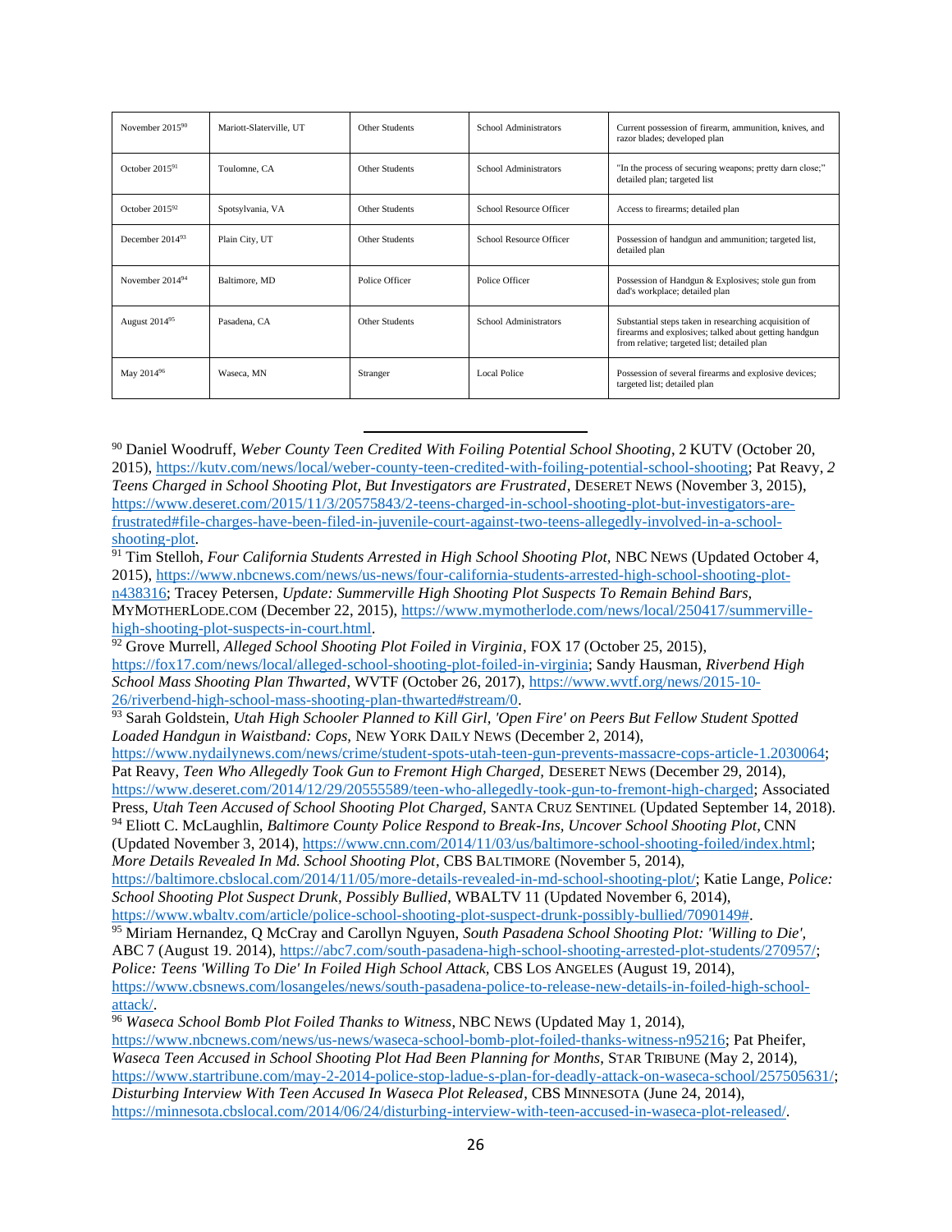| | | | | |
|---|---|---|---|---|
| November 2015[90] | Mariott-Slaterville, UT | Other Students | School Administrators | Current possession of firearm, ammunition, knives, and razor blades; developed plan |
| October 2015[91] | Toulomne, CA | Other Students | School Administrators | "In the process of securing weapons; pretty darn close;" detailed plan; targeted list |
| October 2015[92] | Spotsylvania, VA | Other Students | School Resource Officer | Access to firearms; detailed plan |
| December 2014[93] | Plain City, UT | Other Students | School Resource Officer | Possession of handgun and ammunition; targeted list, detailed plan |
| November 2014[94] | Baltimore, MD | Police Officer | Police Officer | Possession of Handgun & Explosives; stole gun from dad's workplace; detailed plan |
| August 2014[95] | Pasadena, CA | Other Students | School Administrators | Substantial steps taken in researching acquisition of firearms and explosives; talked about getting handgun from relative; targeted list; detailed plan |
| May 2014[96] | Waseca, MN | Stranger | Local Police | Possession of several firearms and explosive devices; targeted list; detailed plan |

[90] Daniel Woodruff, *Weber County Teen Credited With Foiling Potential School Shooting*, 2 KUTV (October 20, 2015), https://kutv.com/news/local/weber-county-teen-credited-with-foiling-potential-school-shooting; Pat Reavy, *2 Teens Charged in School Shooting Plot, But Investigators are Frustrated*, DESERET NEWS (November 3, 2015), https://www.deseret.com/2015/11/3/20575843/2-teens-charged-in-school-shooting-plot-but-investigators-are-frustrated#file-charges-have-been-filed-in-juvenile-court-against-two-teens-allegedly-involved-in-a-school-shooting-plot.

[91] Tim Stelloh, *Four California Students Arrested in High School Shooting Plot*, NBC NEWS (Updated October 4, 2015), https://www.nbcnews.com/news/us-news/four-california-students-arrested-high-school-shooting-plot-n438316; Tracey Petersen, *Update: Summerville High Shooting Plot Suspects To Remain Behind Bars*, MYMOTHERLODE.COM (December 22, 2015), https://www.mymotherlode.com/news/local/250417/summerville-high-shooting-plot-suspects-in-court.html.

[92] Grove Murrell, *Alleged School Shooting Plot Foiled in Virginia*, FOX 17 (October 25, 2015), https://fox17.com/news/local/alleged-school-shooting-plot-foiled-in-virginia; Sandy Hausman, *Riverbend High School Mass Shooting Plan Thwarted*, WVTF (October 26, 2017), https://www.wvtf.org/news/2015-10-26/riverbend-high-school-mass-shooting-plan-thwarted#stream/0.

[93] Sarah Goldstein, *Utah High Schooler Planned to Kill Girl, 'Open Fire' on Peers But Fellow Student Spotted Loaded Handgun in Waistband: Cops*, NEW YORK DAILY NEWS (December 2, 2014), https://www.nydailynews.com/news/crime/student-spots-utah-teen-gun-prevents-massacre-cops-article-1.2030064; Pat Reavy, *Teen Who Allegedly Took Gun to Fremont High Charged*, DESERET NEWS (December 29, 2014), https://www.deseret.com/2014/12/29/20555589/teen-who-allegedly-took-gun-to-fremont-high-charged; Associated Press, *Utah Teen Accused of School Shooting Plot Charged*, SANTA CRUZ SENTINEL (Updated September 14, 2018).

[94] Eliott C. McLaughlin, *Baltimore County Police Respond to Break-Ins, Uncover School Shooting Plot*, CNN (Updated November 3, 2014), https://www.cnn.com/2014/11/03/us/baltimore-school-shooting-foiled/index.html; *More Details Revealed In Md. School Shooting Plot*, CBS BALTIMORE (November 5, 2014), https://baltimore.cbslocal.com/2014/11/05/more-details-revealed-in-md-school-shooting-plot/; Katie Lange, *Police: School Shooting Plot Suspect Drunk, Possibly Bullied*, WBALTV 11 (Updated November 6, 2014), https://www.wbaltv.com/article/police-school-shooting-plot-suspect-drunk-possibly-bullied/7090149#.

[95] Miriam Hernandez, Q McCray and Carollyn Nguyen, *South Pasadena School Shooting Plot: 'Willing to Die'*, ABC 7 (August 19. 2014), https://abc7.com/south-pasadena-high-school-shooting-arrested-plot-students/270957/; *Police: Teens 'Willing To Die' In Foiled High School Attack*, CBS LOS ANGELES (August 19, 2014), https://www.cbsnews.com/losangeles/news/south-pasadena-police-to-release-new-details-in-foiled-high-school-attack/.

[96] *Waseca School Bomb Plot Foiled Thanks to Witness*, NBC NEWS (Updated May 1, 2014), https://www.nbcnews.com/news/us-news/waseca-school-bomb-plot-foiled-thanks-witness-n95216; Pat Pheifer, *Waseca Teen Accused in School Shooting Plot Had Been Planning for Months*, STAR TRIBUNE (May 2, 2014), https://www.startribune.com/may-2-2014-police-stop-ladue-s-plan-for-deadly-attack-on-waseca-school/257505631/; *Disturbing Interview With Teen Accused In Waseca Plot Released*, CBS MINNESOTA (June 24, 2014), https://minnesota.cbslocal.com/2014/06/24/disturbing-interview-with-teen-accused-in-waseca-plot-released/.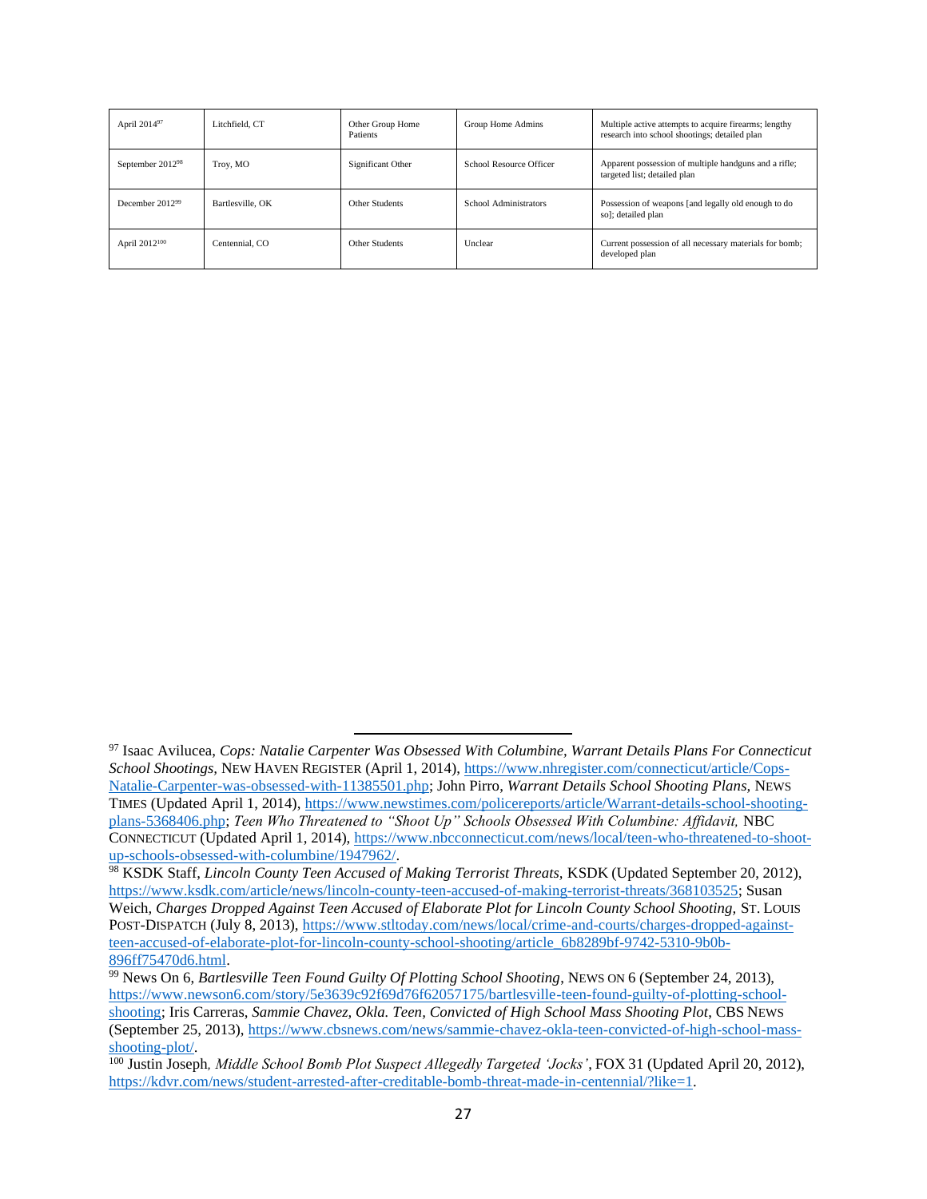| | | | | |
|---|---|---|---|---|
| April 2014[97] | Litchfield, CT | Other Group Home Patients | Group Home Admins | Multiple active attempts to acquire firearms; lengthy research into school shootings; detailed plan |
| September 2012[98] | Troy, MO | Significant Other | School Resource Officer | Apparent possession of multiple handguns and a rifle; targeted list; detailed plan |
| December 2012[99] | Bartlesville, OK | Other Students | School Administrators | Possession of weapons [and legally old enough to do so]; detailed plan |
| April 2012[100] | Centennial, CO | Other Students | Unclear | Current possession of all necessary materials for bomb; developed plan |

---

[97] Isaac Avilucea, *Cops: Natalie Carpenter Was Obsessed With Columbine, Warrant Details Plans For Connecticut School Shootings*, NEW HAVEN REGISTER (April 1, 2014), https://www.nhregister.com/connecticut/article/Cops-Natalie-Carpenter-was-obsessed-with-11385501.php; John Pirro, *Warrant Details School Shooting Plans,* NEWS TIMES (Updated April 1, 2014), https://www.newstimes.com/policereports/article/Warrant-details-school-shooting-plans-5368406.php; *Teen Who Threatened to "Shoot Up" Schools Obsessed With Columbine: Affidavit,* NBC CONNECTICUT (Updated April 1, 2014), https://www.nbcconnecticut.com/news/local/teen-who-threatened-to-shoot-up-schools-obsessed-with-columbine/1947962/.

[98] KSDK Staff, *Lincoln County Teen Accused of Making Terrorist Threats,* KSDK (Updated September 20, 2012), https://www.ksdk.com/article/news/lincoln-county-teen-accused-of-making-terrorist-threats/368103525; Susan Weich, *Charges Dropped Against Teen Accused of Elaborate Plot for Lincoln County School Shooting,* ST. LOUIS POST-DISPATCH (July 8, 2013), https://www.stltoday.com/news/local/crime-and-courts/charges-dropped-against-teen-accused-of-elaborate-plot-for-lincoln-county-school-shooting/article_6b8289bf-9742-5310-9b0b-896ff75470d6.html.

[99] News On 6, *Bartlesville Teen Found Guilty Of Plotting School Shooting*, NEWS ON 6 (September 24, 2013), https://www.newson6.com/story/5e3639c92f69d76f62057175/bartlesville-teen-found-guilty-of-plotting-school-shooting; Iris Carreras, *Sammie Chavez, Okla. Teen, Convicted of High School Mass Shooting Plot*, CBS NEWS (September 25, 2013), https://www.cbsnews.com/news/sammie-chavez-okla-teen-convicted-of-high-school-mass-shooting-plot/.

[100] Justin Joseph*, Middle School Bomb Plot Suspect Allegedly Targeted 'Jocks'*, FOX 31 (Updated April 20, 2012), https://kdvr.com/news/student-arrested-after-creditable-bomb-threat-made-in-centennial/?like=1.